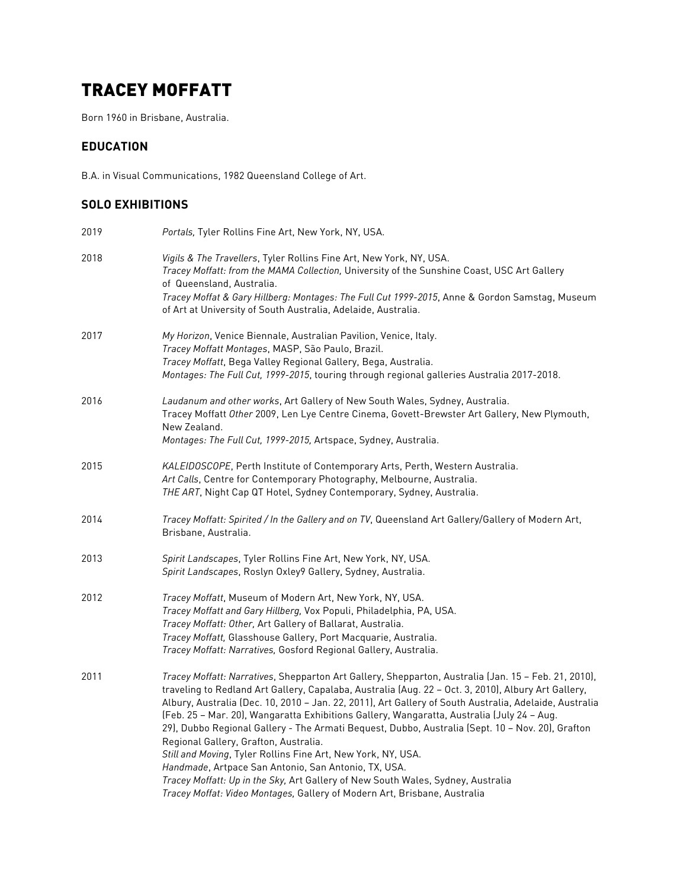# TRACEY MOFFATT

Born 1960 in Brisbane, Australia.

## EDUCATION

B.A. in Visual Communications, 1982 Queensland College of Art.

## SOLO EXHIBITIONS

2019 *Portals,* Tyler Rollins Fine Art, New York, NY, USA.

2018 *Vigils & The Travellers*, Tyler Rollins Fine Art, New York, NY, USA.
*Tracey Moffatt: from the MAMA Collection,* University of the Sunshine Coast, USC Art Gallery of Queensland, Australia.
*Tracey Moffat & Gary Hillberg: Montages: The Full Cut 1999-2015*, Anne & Gordon Samstag, Museum of Art at University of South Australia, Adelaide, Australia.

2017 *My Horizon*, Venice Biennale, Australian Pavilion, Venice, Italy.
*Tracey Moffatt Montages*, MASP, São Paulo, Brazil.
*Tracey Moffatt*, Bega Valley Regional Gallery, Bega, Australia.
*Montages: The Full Cut, 1999-2015*, touring through regional galleries Australia 2017-2018.

2016 *Laudanum and other works*, Art Gallery of New South Wales, Sydney, Australia.
Tracey Moffatt *Other* 2009, Len Lye Centre Cinema, Govett-Brewster Art Gallery, New Plymouth, New Zealand.
*Montages: The Full Cut, 1999-2015,* Artspace, Sydney, Australia.

2015 *KALEIDOSCOPE*, Perth Institute of Contemporary Arts, Perth, Western Australia.
*Art Calls*, Centre for Contemporary Photography, Melbourne, Australia.
*THE ART*, Night Cap QT Hotel, Sydney Contemporary, Sydney, Australia.

2014 *Tracey Moffatt: Spirited / In the Gallery and on TV*, Queensland Art Gallery/Gallery of Modern Art, Brisbane, Australia.

2013 *Spirit Landscapes*, Tyler Rollins Fine Art, New York, NY, USA.
*Spirit Landscapes*, Roslyn Oxley9 Gallery, Sydney, Australia.

2012 *Tracey Moffatt*, Museum of Modern Art, New York, NY, USA.
*Tracey Moffatt and Gary Hillberg,* Vox Populi, Philadelphia, PA, USA.
*Tracey Moffatt: Other,* Art Gallery of Ballarat, Australia.
*Tracey Moffatt,* Glasshouse Gallery, Port Macquarie, Australia.
*Tracey Moffatt: Narratives,* Gosford Regional Gallery, Australia.

2011 *Tracey Moffatt: Narratives*, Shepparton Art Gallery, Shepparton, Australia (Jan. 15 – Feb. 21, 2010), traveling to Redland Art Gallery, Capalaba, Australia (Aug. 22 – Oct. 3, 2010), Albury Art Gallery, Albury, Australia (Dec. 10, 2010 – Jan. 22, 2011), Art Gallery of South Australia, Adelaide, Australia (Feb. 25 – Mar. 20), Wangaratta Exhibitions Gallery, Wangaratta, Australia (July 24 – Aug. 29), Dubbo Regional Gallery - The Armati Bequest, Dubbo, Australia (Sept. 10 – Nov. 20), Grafton Regional Gallery, Grafton, Australia.
*Still and Moving*, Tyler Rollins Fine Art, New York, NY, USA.
*Handmade*, Artpace San Antonio, San Antonio, TX, USA.
*Tracey Moffatt: Up in the Sky,* Art Gallery of New South Wales, Sydney, Australia
*Tracey Moffat: Video Montages,* Gallery of Modern Art, Brisbane, Australia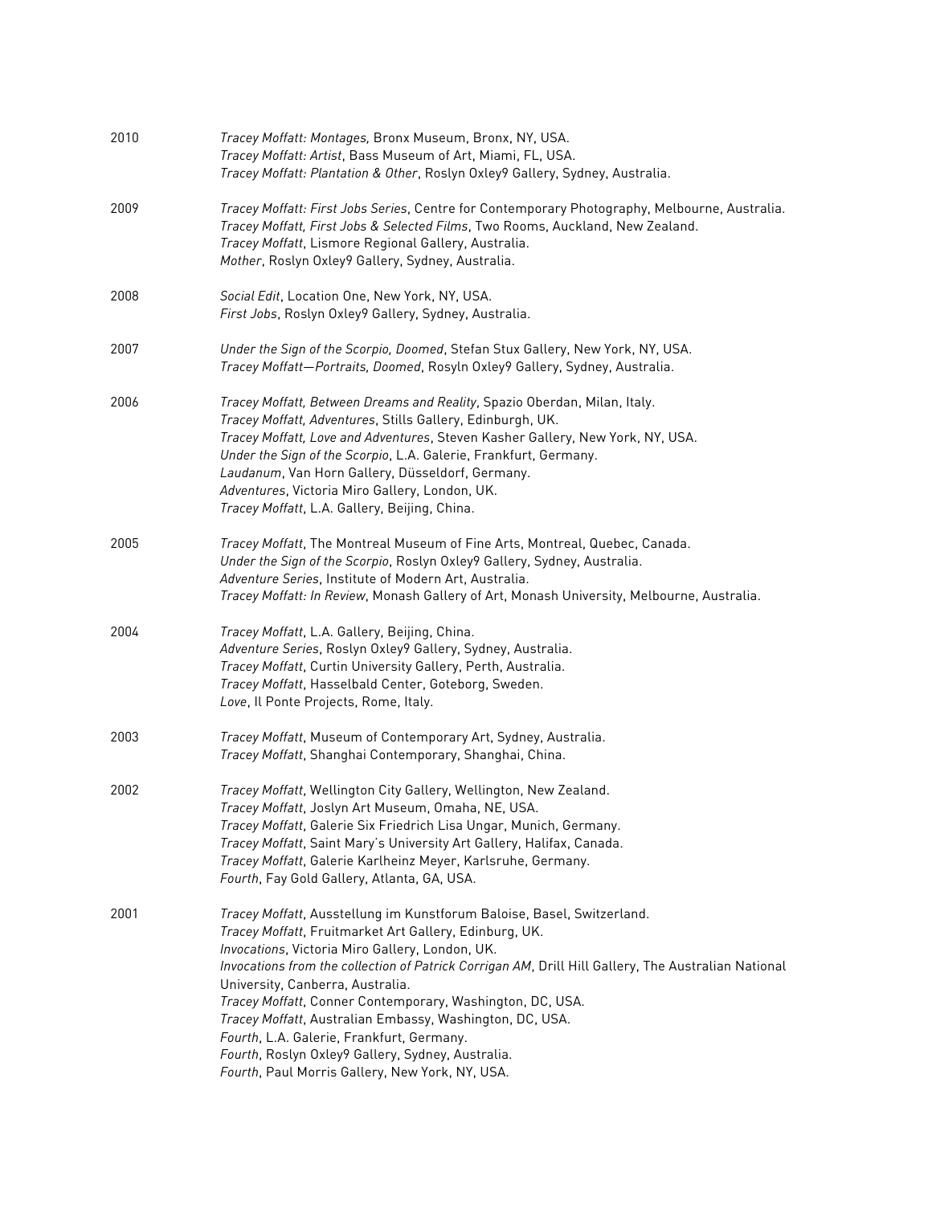2010 *Tracey Moffatt: Montages,* Bronx Museum, Bronx, NY, USA.
*Tracey Moffatt: Artist*, Bass Museum of Art, Miami, FL, USA.
*Tracey Moffatt: Plantation & Other*, Roslyn Oxley9 Gallery, Sydney, Australia.

2009 *Tracey Moffatt: First Jobs Series*, Centre for Contemporary Photography, Melbourne, Australia.
*Tracey Moffatt, First Jobs & Selected Films*, Two Rooms, Auckland, New Zealand.
*Tracey Moffatt*, Lismore Regional Gallery, Australia.
*Mother*, Roslyn Oxley9 Gallery, Sydney, Australia.

2008 *Social Edit*, Location One, New York, NY, USA.
*First Jobs*, Roslyn Oxley9 Gallery, Sydney, Australia.

2007 *Under the Sign of the Scorpio, Doomed*, Stefan Stux Gallery, New York, NY, USA.
*Tracey Moffatt—Portraits, Doomed*, Rosyln Oxley9 Gallery, Sydney, Australia.

2006 *Tracey Moffatt, Between Dreams and Reality*, Spazio Oberdan, Milan, Italy.
*Tracey Moffatt, Adventures*, Stills Gallery, Edinburgh, UK.
*Tracey Moffatt, Love and Adventures*, Steven Kasher Gallery, New York, NY, USA.
*Under the Sign of the Scorpio*, L.A. Galerie, Frankfurt, Germany.
*Laudanum*, Van Horn Gallery, Düsseldorf, Germany.
*Adventures*, Victoria Miro Gallery, London, UK.
*Tracey Moffatt*, L.A. Gallery, Beijing, China.

2005 *Tracey Moffatt*, The Montreal Museum of Fine Arts, Montreal, Quebec, Canada.
*Under the Sign of the Scorpio*, Roslyn Oxley9 Gallery, Sydney, Australia.
*Adventure Series*, Institute of Modern Art, Australia.
*Tracey Moffatt: In Review*, Monash Gallery of Art, Monash University, Melbourne, Australia.

2004 *Tracey Moffatt*, L.A. Gallery, Beijing, China.
*Adventure Series*, Roslyn Oxley9 Gallery, Sydney, Australia.
*Tracey Moffatt*, Curtin University Gallery, Perth, Australia.
*Tracey Moffatt*, Hasselbald Center, Goteborg, Sweden.
*Love*, Il Ponte Projects, Rome, Italy.

2003 *Tracey Moffatt*, Museum of Contemporary Art, Sydney, Australia.
*Tracey Moffatt*, Shanghai Contemporary, Shanghai, China.

2002 *Tracey Moffatt*, Wellington City Gallery, Wellington, New Zealand.
*Tracey Moffatt*, Joslyn Art Museum, Omaha, NE, USA.
*Tracey Moffatt*, Galerie Six Friedrich Lisa Ungar, Munich, Germany.
*Tracey Moffatt*, Saint Mary's University Art Gallery, Halifax, Canada.
*Tracey Moffatt*, Galerie Karlheinz Meyer, Karlsruhe, Germany.
*Fourth*, Fay Gold Gallery, Atlanta, GA, USA.

2001 *Tracey Moffatt*, Ausstellung im Kunstforum Baloise, Basel, Switzerland.
*Tracey Moffatt*, Fruitmarket Art Gallery, Edinburg, UK.
*Invocations*, Victoria Miro Gallery, London, UK.
*Invocations from the collection of Patrick Corrigan AM*, Drill Hill Gallery, The Australian National University, Canberra, Australia.
*Tracey Moffatt*, Conner Contemporary, Washington, DC, USA.
*Tracey Moffatt*, Australian Embassy, Washington, DC, USA.
*Fourth*, L.A. Galerie, Frankfurt, Germany.
*Fourth*, Roslyn Oxley9 Gallery, Sydney, Australia.
*Fourth*, Paul Morris Gallery, New York, NY, USA.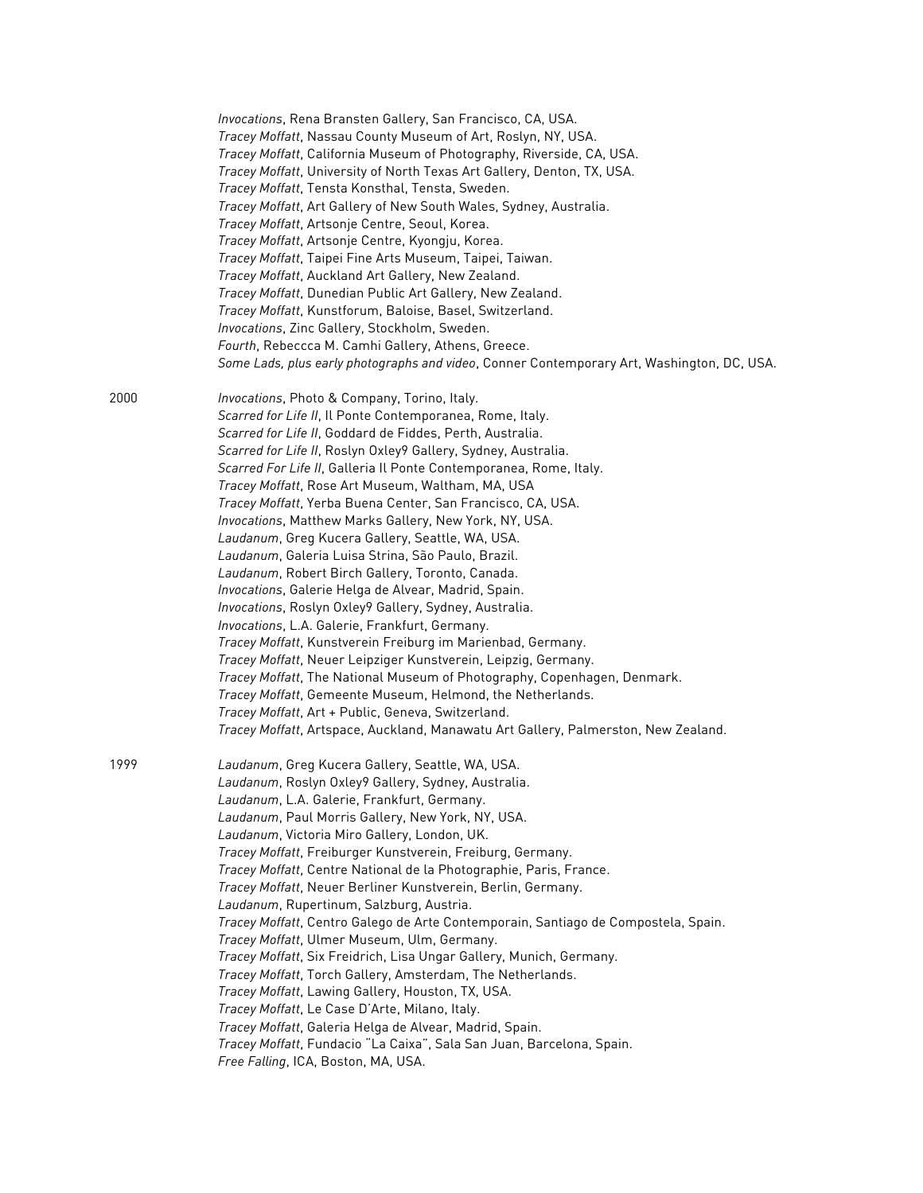*Invocations*, Rena Bransten Gallery, San Francisco, CA, USA.
*Tracey Moffatt*, Nassau County Museum of Art, Roslyn, NY, USA.
*Tracey Moffatt*, California Museum of Photography, Riverside, CA, USA.
*Tracey Moffatt*, University of North Texas Art Gallery, Denton, TX, USA.
*Tracey Moffatt*, Tensta Konsthal, Tensta, Sweden.
*Tracey Moffatt*, Art Gallery of New South Wales, Sydney, Australia.
*Tracey Moffatt*, Artsonje Centre, Seoul, Korea.
*Tracey Moffatt*, Artsonje Centre, Kyongju, Korea.
*Tracey Moffatt*, Taipei Fine Arts Museum, Taipei, Taiwan.
*Tracey Moffatt*, Auckland Art Gallery, New Zealand.
*Tracey Moffatt*, Dunedian Public Art Gallery, New Zealand.
*Tracey Moffatt*, Kunstforum, Baloise, Basel, Switzerland.
*Invocations*, Zinc Gallery, Stockholm, Sweden.
*Fourth*, Rebeccca M. Camhi Gallery, Athens, Greece.
*Some Lads, plus early photographs and video*, Conner Contemporary Art, Washington, DC, USA.

2000

*Invocations*, Photo & Company, Torino, Italy.
*Scarred for Life II*, Il Ponte Contemporanea, Rome, Italy.
*Scarred for Life II*, Goddard de Fiddes, Perth, Australia.
*Scarred for Life II*, Roslyn Oxley9 Gallery, Sydney, Australia.
*Scarred For Life II*, Galleria Il Ponte Contemporanea, Rome, Italy.
*Tracey Moffatt*, Rose Art Museum, Waltham, MA, USA
*Tracey Moffatt*, Yerba Buena Center, San Francisco, CA, USA.
*Invocations*, Matthew Marks Gallery, New York, NY, USA.
*Laudanum*, Greg Kucera Gallery, Seattle, WA, USA.
*Laudanum*, Galeria Luisa Strina, São Paulo, Brazil.
*Laudanum*, Robert Birch Gallery, Toronto, Canada.
*Invocations*, Galerie Helga de Alvear, Madrid, Spain.
*Invocations*, Roslyn Oxley9 Gallery, Sydney, Australia.
*Invocations*, L.A. Galerie, Frankfurt, Germany.
*Tracey Moffatt*, Kunstverein Freiburg im Marienbad, Germany.
*Tracey Moffatt*, Neuer Leipziger Kunstverein, Leipzig, Germany.
*Tracey Moffatt*, The National Museum of Photography, Copenhagen, Denmark.
*Tracey Moffatt*, Gemeente Museum, Helmond, the Netherlands.
*Tracey Moffatt*, Art + Public, Geneva, Switzerland.
*Tracey Moffatt*, Artspace, Auckland, Manawatu Art Gallery, Palmerston, New Zealand.

1999

*Laudanum*, Greg Kucera Gallery, Seattle, WA, USA.
*Laudanum*, Roslyn Oxley9 Gallery, Sydney, Australia.
*Laudanum*, L.A. Galerie, Frankfurt, Germany.
*Laudanum*, Paul Morris Gallery, New York, NY, USA.
*Laudanum*, Victoria Miro Gallery, London, UK.
*Tracey Moffatt*, Freiburger Kunstverein, Freiburg, Germany.
*Tracey Moffatt*, Centre National de la Photographie, Paris, France.
*Tracey Moffatt*, Neuer Berliner Kunstverein, Berlin, Germany.
*Laudanum*, Rupertinum, Salzburg, Austria.
*Tracey Moffatt*, Centro Galego de Arte Contemporain, Santiago de Compostela, Spain.
*Tracey Moffatt*, Ulmer Museum, Ulm, Germany.
*Tracey Moffatt*, Six Freidrich, Lisa Ungar Gallery, Munich, Germany.
*Tracey Moffatt*, Torch Gallery, Amsterdam, The Netherlands.
*Tracey Moffatt*, Lawing Gallery, Houston, TX, USA.
*Tracey Moffatt*, Le Case D'Arte, Milano, Italy.
*Tracey Moffatt*, Galeria Helga de Alvear, Madrid, Spain.
*Tracey Moffatt*, Fundacio "La Caixa", Sala San Juan, Barcelona, Spain.
*Free Falling*, ICA, Boston, MA, USA.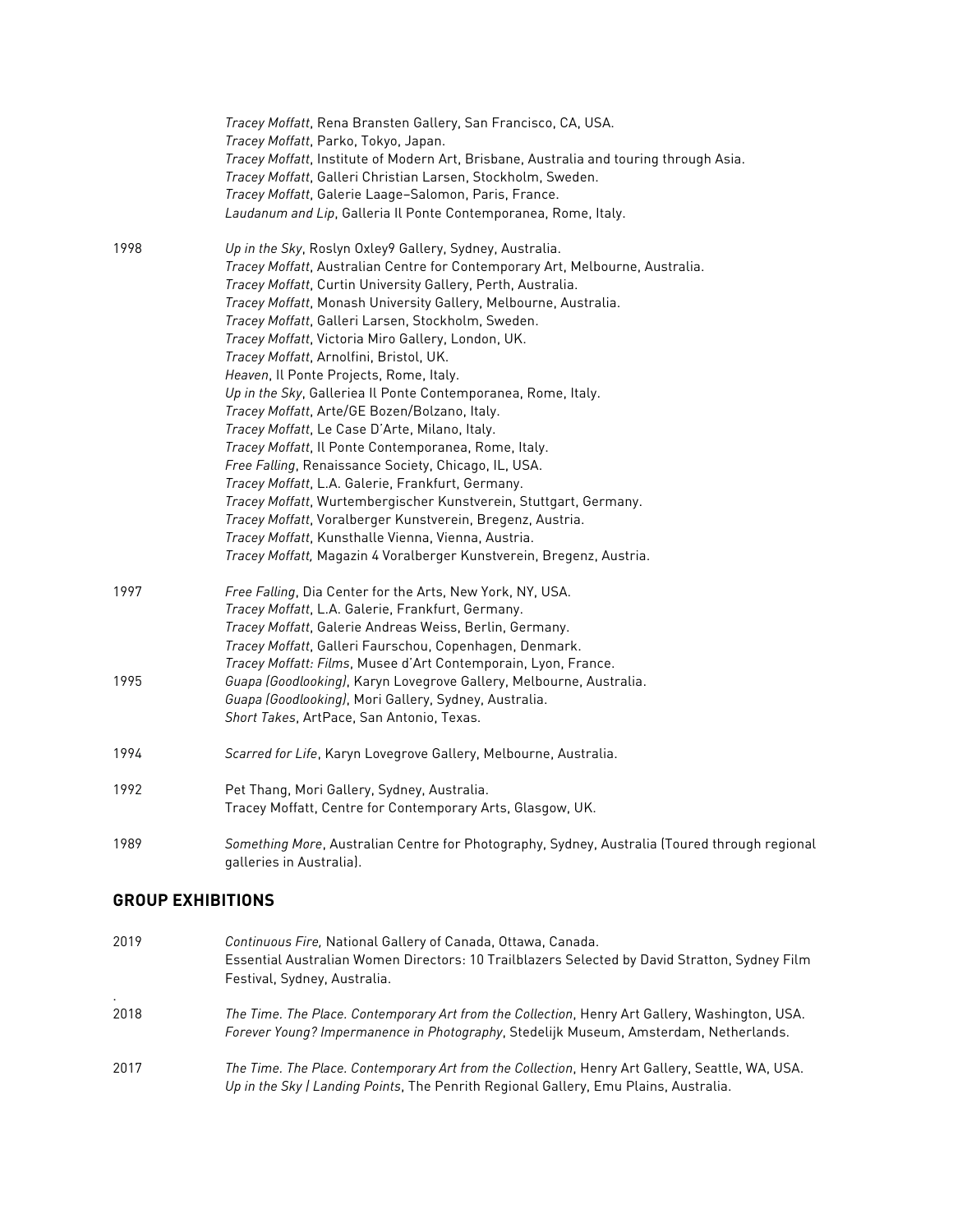*Tracey Moffatt*, Rena Bransten Gallery, San Francisco, CA, USA.
*Tracey Moffatt*, Parko, Tokyo, Japan.
*Tracey Moffatt*, Institute of Modern Art, Brisbane, Australia and touring through Asia.
*Tracey Moffatt*, Galleri Christian Larsen, Stockholm, Sweden.
*Tracey Moffatt*, Galerie Laage–Salomon, Paris, France.
*Laudanum and Lip*, Galleria Il Ponte Contemporanea, Rome, Italy.

1998
*Up in the Sky*, Roslyn Oxley9 Gallery, Sydney, Australia.
*Tracey Moffatt*, Australian Centre for Contemporary Art, Melbourne, Australia.
*Tracey Moffatt*, Curtin University Gallery, Perth, Australia.
*Tracey Moffatt*, Monash University Gallery, Melbourne, Australia.
*Tracey Moffatt*, Galleri Larsen, Stockholm, Sweden.
*Tracey Moffatt*, Victoria Miro Gallery, London, UK.
*Tracey Moffatt*, Arnolfini, Bristol, UK.
*Heaven*, Il Ponte Projects, Rome, Italy.
*Up in the Sky*, Galleriea Il Ponte Contemporanea, Rome, Italy.
*Tracey Moffatt*, Arte/GE Bozen/Bolzano, Italy.
*Tracey Moffatt*, Le Case D'Arte, Milano, Italy.
*Tracey Moffatt*, Il Ponte Contemporanea, Rome, Italy.
*Free Falling*, Renaissance Society, Chicago, IL, USA.
*Tracey Moffatt*, L.A. Galerie, Frankfurt, Germany.
*Tracey Moffatt*, Wurtembergischer Kunstverein, Stuttgart, Germany.
*Tracey Moffatt*, Voralberger Kunstverein, Bregenz, Austria.
*Tracey Moffatt*, Kunsthalle Vienna, Vienna, Austria.
*Tracey Moffatt,* Magazin 4 Voralberger Kunstverein, Bregenz, Austria.

1997
*Free Falling*, Dia Center for the Arts, New York, NY, USA.
*Tracey Moffatt*, L.A. Galerie, Frankfurt, Germany.
*Tracey Moffatt*, Galerie Andreas Weiss, Berlin, Germany.
*Tracey Moffatt*, Galleri Faurschou, Copenhagen, Denmark.
*Tracey Moffatt: Films*, Musee d'Art Contemporain, Lyon, France.

1995
*Guapa (Goodlooking)*, Karyn Lovegrove Gallery, Melbourne, Australia.
*Guapa (Goodlooking)*, Mori Gallery, Sydney, Australia.
*Short Takes*, ArtPace, San Antonio, Texas.

1994
*Scarred for Life*, Karyn Lovegrove Gallery, Melbourne, Australia.

1992
Pet Thang, Mori Gallery, Sydney, Australia.
Tracey Moffatt, Centre for Contemporary Arts, Glasgow, UK.

1989
*Something More*, Australian Centre for Photography, Sydney, Australia (Toured through regional galleries in Australia).

## GROUP EXHIBITIONS

2019
*Continuous Fire,* National Gallery of Canada, Ottawa, Canada.
Essential Australian Women Directors: 10 Trailblazers Selected by David Stratton, Sydney Film Festival, Sydney, Australia.

2018
*The Time. The Place. Contemporary Art from the Collection*, Henry Art Gallery, Washington, USA.
*Forever Young? Impermanence in Photography*, Stedelijk Museum, Amsterdam, Netherlands.

2017
*The Time. The Place. Contemporary Art from the Collection*, Henry Art Gallery, Seattle, WA, USA.
*Up in the Sky | Landing Points*, The Penrith Regional Gallery, Emu Plains, Australia.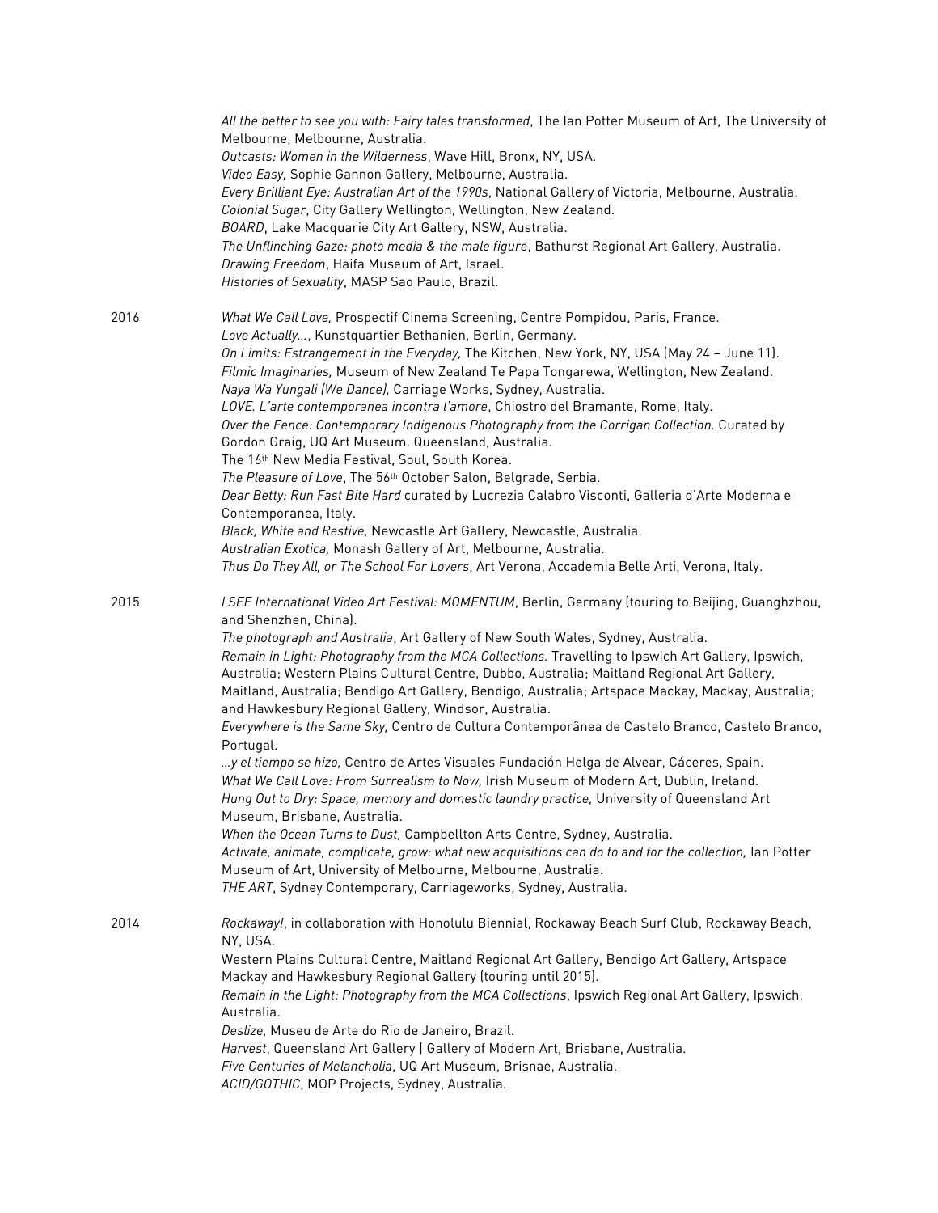*All the better to see you with: Fairy tales transformed*, The Ian Potter Museum of Art, The University of Melbourne, Melbourne, Australia.
*Outcasts: Women in the Wilderness*, Wave Hill, Bronx, NY, USA.
*Video Easy,* Sophie Gannon Gallery, Melbourne, Australia.
*Every Brilliant Eye: Australian Art of the 1990s*, National Gallery of Victoria, Melbourne, Australia.
*Colonial Sugar*, City Gallery Wellington, Wellington, New Zealand.
*BOARD*, Lake Macquarie City Art Gallery, NSW, Australia.
*The Unflinching Gaze: photo media & the male figure*, Bathurst Regional Art Gallery, Australia.
*Drawing Freedom*, Haifa Museum of Art, Israel.
*Histories of Sexuality*, MASP Sao Paulo, Brazil.

2016

*What We Call Love,* Prospectif Cinema Screening, Centre Pompidou, Paris, France.
*Love Actually...*, Kunstquartier Bethanien, Berlin, Germany.
*On Limits: Estrangement in the Everyday,* The Kitchen, New York, NY, USA (May 24 – June 11).
*Filmic Imaginaries,* Museum of New Zealand Te Papa Tongarewa, Wellington, New Zealand.
*Naya Wa Yungali (We Dance),* Carriage Works, Sydney, Australia.
*LOVE. L'arte contemporanea incontra l'amore*, Chiostro del Bramante, Rome, Italy.
*Over the Fence: Contemporary Indigenous Photography from the Corrigan Collection.* Curated by Gordon Graig, UQ Art Museum. Queensland, Australia.
The 16th New Media Festival, Soul, South Korea.
*The Pleasure of Love*, The 56th October Salon, Belgrade, Serbia.
*Dear Betty: Run Fast Bite Hard* curated by Lucrezia Calabro Visconti, Galleria d'Arte Moderna e Contemporanea, Italy.
*Black, White and Restive,* Newcastle Art Gallery, Newcastle, Australia.
*Australian Exotica,* Monash Gallery of Art, Melbourne, Australia.
*Thus Do They All, or The School For Lovers*, Art Verona, Accademia Belle Arti, Verona, Italy.

2015

*I SEE International Video Art Festival: MOMENTUM*, Berlin, Germany (touring to Beijing, Guanghzhou, and Shenzhen, China).
*The photograph and Australia*, Art Gallery of New South Wales, Sydney, Australia.
*Remain in Light: Photography from the MCA Collections.* Travelling to Ipswich Art Gallery, Ipswich, Australia; Western Plains Cultural Centre, Dubbo, Australia; Maitland Regional Art Gallery, Maitland, Australia; Bendigo Art Gallery, Bendigo, Australia; Artspace Mackay, Mackay, Australia; and Hawkesbury Regional Gallery, Windsor, Australia.
*Everywhere is the Same Sky,* Centro de Cultura Contemporânea de Castelo Branco, Castelo Branco, Portugal.
*...y el tiempo se hizo,* Centro de Artes Visuales Fundación Helga de Alvear, Cáceres, Spain.
*What We Call Love: From Surrealism to Now,* Irish Museum of Modern Art, Dublin, Ireland.
*Hung Out to Dry: Space, memory and domestic laundry practice,* University of Queensland Art Museum, Brisbane, Australia.
*When the Ocean Turns to Dust,* Campbellton Arts Centre, Sydney, Australia.
*Activate, animate, complicate, grow: what new acquisitions can do to and for the collection,* Ian Potter Museum of Art, University of Melbourne, Melbourne, Australia.
*THE ART*, Sydney Contemporary, Carriageworks, Sydney, Australia.

2014

*Rockaway!*, in collaboration with Honolulu Biennial, Rockaway Beach Surf Club, Rockaway Beach, NY, USA.
Western Plains Cultural Centre, Maitland Regional Art Gallery, Bendigo Art Gallery, Artspace Mackay and Hawkesbury Regional Gallery (touring until 2015).
*Remain in the Light: Photography from the MCA Collections*, Ipswich Regional Art Gallery, Ipswich, Australia.
*Deslize,* Museu de Arte do Rio de Janeiro, Brazil.
*Harvest*, Queensland Art Gallery | Gallery of Modern Art, Brisbane, Australia.
*Five Centuries of Melancholia*, UQ Art Museum, Brisnae, Australia.
*ACID/GOTHIC*, MOP Projects, Sydney, Australia.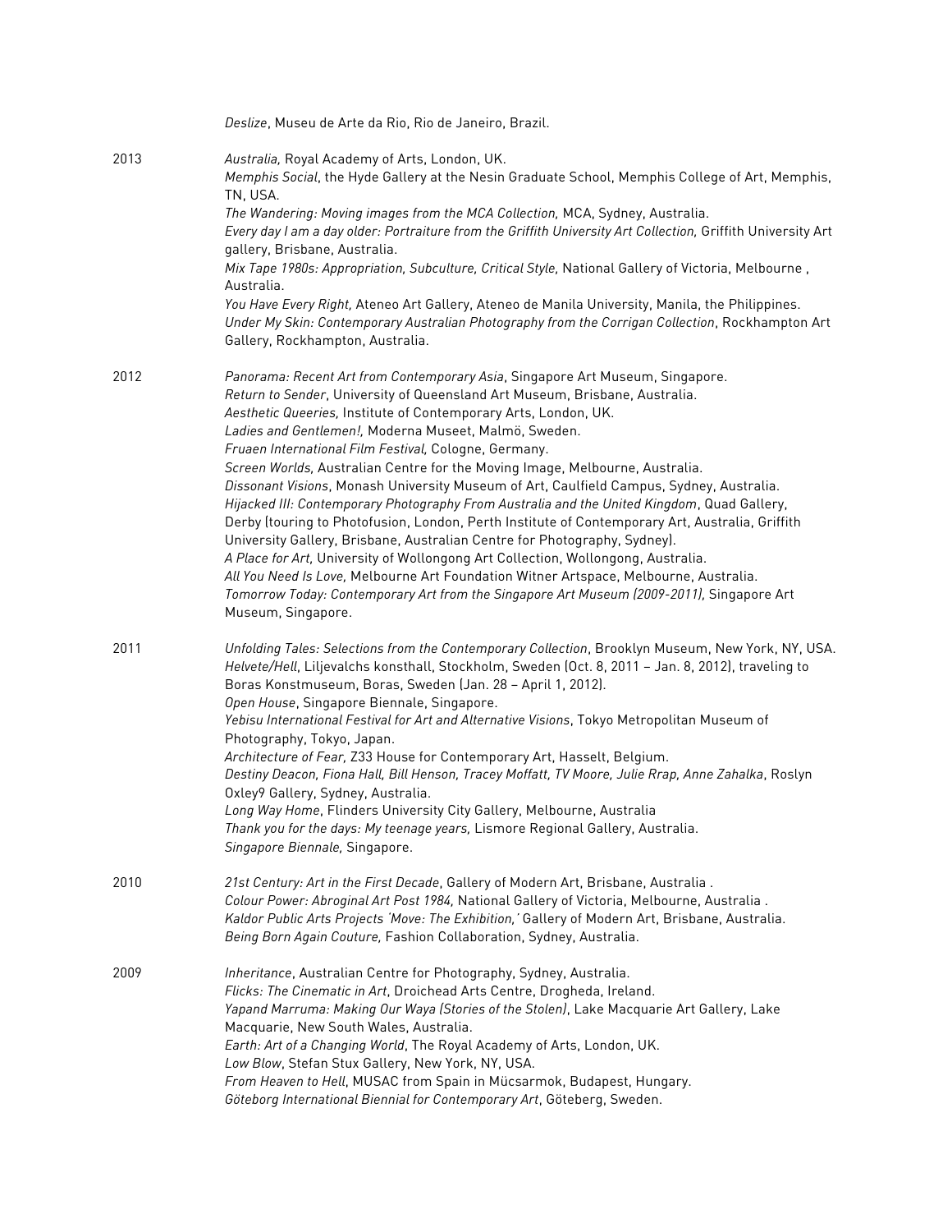*Deslize*, Museu de Arte da Rio, Rio de Janeiro, Brazil.

2013

*Australia,* Royal Academy of Arts, London, UK.
*Memphis Social*, the Hyde Gallery at the Nesin Graduate School, Memphis College of Art, Memphis, TN, USA.
*The Wandering: Moving images from the MCA Collection,* MCA, Sydney, Australia.
*Every day I am a day older: Portraiture from the Griffith University Art Collection,* Griffith University Art gallery, Brisbane, Australia.
*Mix Tape 1980s: Appropriation, Subculture, Critical Style,* National Gallery of Victoria, Melbourne , Australia.
*You Have Every Right,* Ateneo Art Gallery, Ateneo de Manila University, Manila, the Philippines.
*Under My Skin: Contemporary Australian Photography from the Corrigan Collection*, Rockhampton Art Gallery, Rockhampton, Australia.

2012

*Panorama: Recent Art from Contemporary Asia*, Singapore Art Museum, Singapore.
*Return to Sender*, University of Queensland Art Museum, Brisbane, Australia.
*Aesthetic Queeries,* Institute of Contemporary Arts, London, UK.
*Ladies and Gentlemen!,* Moderna Museet, Malmö, Sweden.
*Fruaen International Film Festival,* Cologne, Germany.
*Screen Worlds,* Australian Centre for the Moving Image, Melbourne, Australia.
*Dissonant Visions*, Monash University Museum of Art, Caulfield Campus, Sydney, Australia.
*Hijacked III: Contemporary Photography From Australia and the United Kingdom*, Quad Gallery, Derby (touring to Photofusion, London, Perth Institute of Contemporary Art, Australia, Griffith University Gallery, Brisbane, Australian Centre for Photography, Sydney).
*A Place for Art,* University of Wollongong Art Collection, Wollongong, Australia.
*All You Need Is Love,* Melbourne Art Foundation Witner Artspace, Melbourne, Australia.
*Tomorrow Today: Contemporary Art from the Singapore Art Museum (2009-2011),* Singapore Art Museum, Singapore.

2011

*Unfolding Tales: Selections from the Contemporary Collection*, Brooklyn Museum, New York, NY, USA.
*Helvete/Hell*, Liljevalchs konsthall, Stockholm, Sweden (Oct. 8, 2011 – Jan. 8, 2012), traveling to Boras Konstmuseum, Boras, Sweden (Jan. 28 – April 1, 2012).
*Open House*, Singapore Biennale, Singapore.
*Yebisu International Festival for Art and Alternative Visions*, Tokyo Metropolitan Museum of Photography, Tokyo, Japan.
*Architecture of Fear,* Z33 House for Contemporary Art, Hasselt, Belgium.
*Destiny Deacon, Fiona Hall, Bill Henson, Tracey Moffatt, TV Moore, Julie Rrap, Anne Zahalka*, Roslyn Oxley9 Gallery, Sydney, Australia.
*Long Way Home*, Flinders University City Gallery, Melbourne, Australia
*Thank you for the days: My teenage years,* Lismore Regional Gallery, Australia.
*Singapore Biennale,* Singapore.

2010

*21st Century: Art in the First Decade*, Gallery of Modern Art, Brisbane, Australia .
*Colour Power: Abroginal Art Post 1984,* National Gallery of Victoria, Melbourne, Australia .
*Kaldor Public Arts Projects 'Move: The Exhibition,'* Gallery of Modern Art, Brisbane, Australia.
*Being Born Again Couture,* Fashion Collaboration, Sydney, Australia.

2009

*Inheritance*, Australian Centre for Photography, Sydney, Australia.
*Flicks: The Cinematic in Art*, Droichead Arts Centre, Drogheda, Ireland.
*Yapand Marruma: Making Our Waya (Stories of the Stolen)*, Lake Macquarie Art Gallery, Lake Macquarie, New South Wales, Australia.
*Earth: Art of a Changing World*, The Royal Academy of Arts, London, UK.
*Low Blow*, Stefan Stux Gallery, New York, NY, USA.
*From Heaven to Hell*, MUSAC from Spain in Mücsarmok, Budapest, Hungary.
*Göteborg International Biennial for Contemporary Art*, Göteberg, Sweden.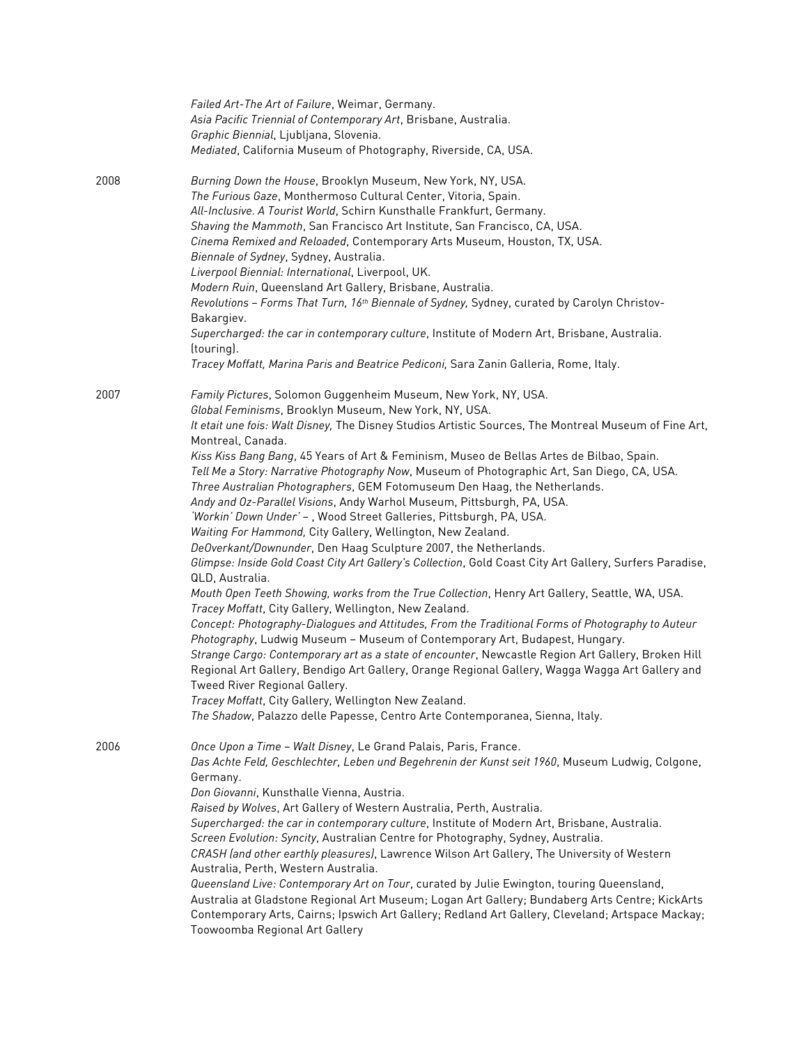*Failed Art-The Art of Failure*, Weimar, Germany.
*Asia Pacific Triennial of Contemporary Art*, Brisbane, Australia.
*Graphic Biennial*, Ljubljana, Slovenia.
*Mediated*, California Museum of Photography, Riverside, CA, USA.

2008

*Burning Down the House*, Brooklyn Museum, New York, NY, USA.
*The Furious Gaze*, Monthermoso Cultural Center, Vitoria, Spain.
*All-Inclusive. A Tourist World*, Schirn Kunsthalle Frankfurt, Germany.
*Shaving the Mammoth*, San Francisco Art Institute, San Francisco, CA, USA.
*Cinema Remixed and Reloaded*, Contemporary Arts Museum, Houston, TX, USA.
*Biennale of Sydney*, Sydney, Australia.
*Liverpool Biennial: International*, Liverpool, UK.
*Modern Ruin*, Queensland Art Gallery, Brisbane, Australia.
*Revolutions – Forms That Turn, 16th Biennale of Sydney,* Sydney, curated by Carolyn Christov-Bakargiev.
*Supercharged: the car in contemporary culture*, Institute of Modern Art, Brisbane, Australia. (touring).
*Tracey Moffatt, Marina Paris and Beatrice Pediconi,* Sara Zanin Galleria, Rome, Italy.

2007

*Family Pictures*, Solomon Guggenheim Museum, New York, NY, USA.
*Global Feminisms*, Brooklyn Museum, New York, NY, USA.
*It etait une fois: Walt Disney,* The Disney Studios Artistic Sources, The Montreal Museum of Fine Art, Montreal, Canada.
*Kiss Kiss Bang Bang*, 45 Years of Art & Feminism, Museo de Bellas Artes de Bilbao, Spain.
*Tell Me a Story: Narrative Photography Now*, Museum of Photographic Art, San Diego, CA, USA.
*Three Australian Photographers*, GEM Fotomuseum Den Haag, the Netherlands.
*Andy and Oz-Parallel Visions*, Andy Warhol Museum, Pittsburgh, PA, USA.
*'Workin' Down Under'* – , Wood Street Galleries, Pittsburgh, PA, USA.
*Waiting For Hammond,* City Gallery, Wellington, New Zealand.
*DeOverkant/Downunder*, Den Haag Sculpture 2007, the Netherlands.
*Glimpse: Inside Gold Coast City Art Gallery's Collection*, Gold Coast City Art Gallery, Surfers Paradise, QLD, Australia.
*Mouth Open Teeth Showing, works from the True Collection*, Henry Art Gallery, Seattle, WA, USA.
*Tracey Moffatt*, City Gallery, Wellington, New Zealand.
*Concept: Photography-Dialogues and Attitudes, From the Traditional Forms of Photography to Auteur Photography*, Ludwig Museum – Museum of Contemporary Art, Budapest, Hungary.
*Strange Cargo: Contemporary art as a state of encounter*, Newcastle Region Art Gallery, Broken Hill Regional Art Gallery, Bendigo Art Gallery, Orange Regional Gallery, Wagga Wagga Art Gallery and Tweed River Regional Gallery.
*Tracey Moffatt*, City Gallery, Wellington New Zealand.
*The Shadow*, Palazzo delle Papesse, Centro Arte Contemporanea, Sienna, Italy.

2006

*Once Upon a Time – Walt Disney*, Le Grand Palais, Paris, France.
*Das Achte Feld, Geschlechter, Leben und Begehrenin der Kunst seit 1960*, Museum Ludwig, Colgone, Germany.
*Don Giovanni*, Kunsthalle Vienna, Austria.
*Raised by Wolves*, Art Gallery of Western Australia, Perth, Australia.
*Supercharged: the car in contemporary culture*, Institute of Modern Art, Brisbane, Australia.
*Screen Evolution: Syncity*, Australian Centre for Photography, Sydney, Australia.
*CRASH (and other earthly pleasures)*, Lawrence Wilson Art Gallery, The University of Western Australia, Perth, Western Australia.
*Queensland Live: Contemporary Art on Tour*, curated by Julie Ewington, touring Queensland, Australia at Gladstone Regional Art Museum; Logan Art Gallery; Bundaberg Arts Centre; KickArts Contemporary Arts, Cairns; Ipswich Art Gallery; Redland Art Gallery, Cleveland; Artspace Mackay; Toowoomba Regional Art Gallery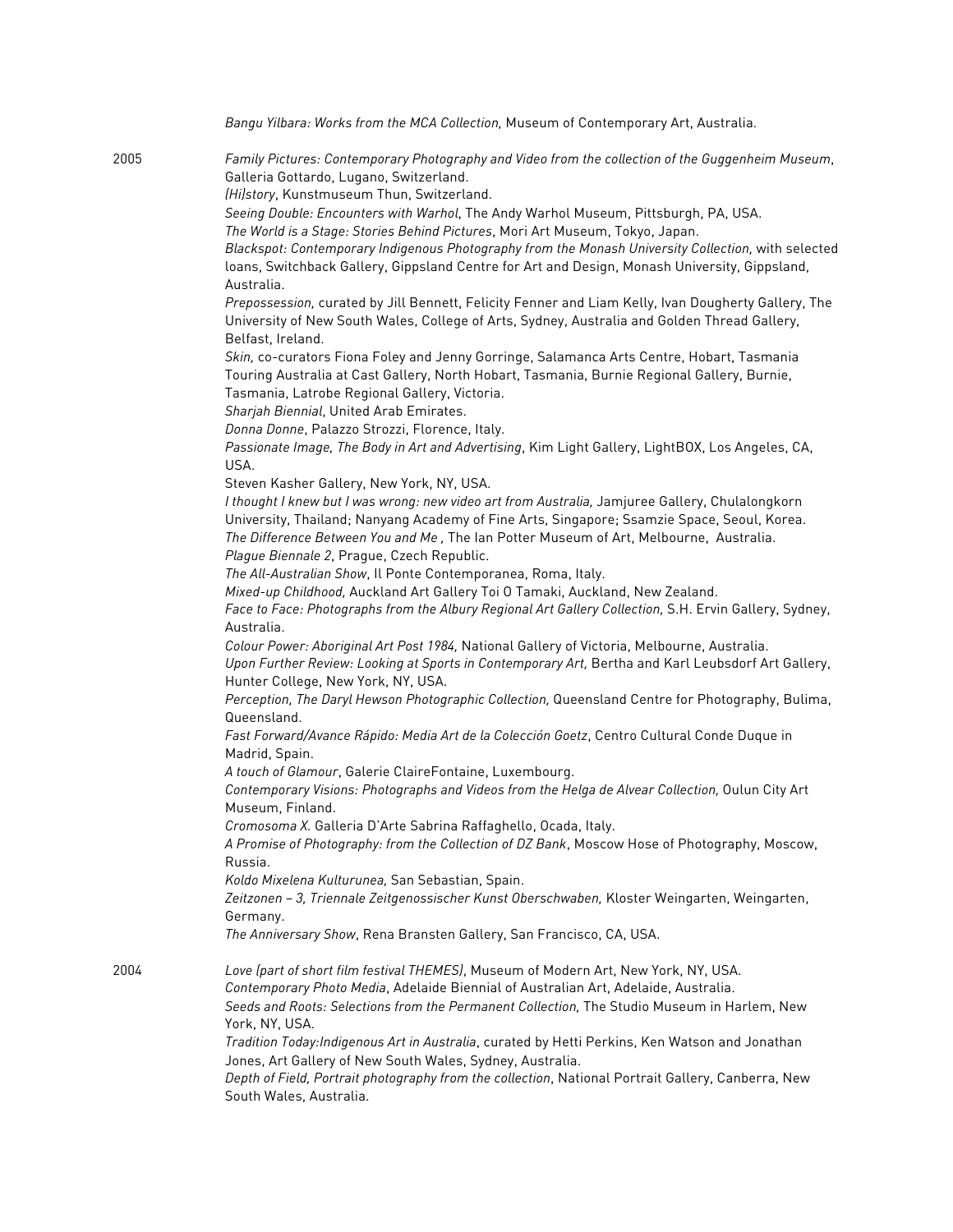*Bangu Yilbara: Works from the MCA Collection,* Museum of Contemporary Art, Australia.

2005

*Family Pictures: Contemporary Photography and Video from the collection of the Guggenheim Museum*, Galleria Gottardo, Lugano, Switzerland.
*(Hi)story*, Kunstmuseum Thun, Switzerland.
*Seeing Double: Encounters with Warhol*, The Andy Warhol Museum, Pittsburgh, PA, USA.
*The World is a Stage: Stories Behind Pictures*, Mori Art Museum, Tokyo, Japan.
*Blackspot: Contemporary Indigenous Photography from the Monash University Collection,* with selected loans, Switchback Gallery, Gippsland Centre for Art and Design, Monash University, Gippsland, Australia.
*Prepossession,* curated by Jill Bennett, Felicity Fenner and Liam Kelly, Ivan Dougherty Gallery, The University of New South Wales, College of Arts, Sydney, Australia and Golden Thread Gallery, Belfast, Ireland.
*Skin,* co-curators Fiona Foley and Jenny Gorringe, Salamanca Arts Centre, Hobart, Tasmania Touring Australia at Cast Gallery, North Hobart, Tasmania, Burnie Regional Gallery, Burnie, Tasmania, Latrobe Regional Gallery, Victoria.
*Sharjah Biennial*, United Arab Emirates.
*Donna Donne*, Palazzo Strozzi, Florence, Italy.
*Passionate Image, The Body in Art and Advertising*, Kim Light Gallery, LightBOX, Los Angeles, CA, USA.
Steven Kasher Gallery, New York, NY, USA.
*I thought I knew but I was wrong: new video art from Australia,* Jamjuree Gallery, Chulalongkorn University, Thailand; Nanyang Academy of Fine Arts, Singapore; Ssamzie Space, Seoul, Korea.
*The Difference Between You and Me ,* The Ian Potter Museum of Art, Melbourne, Australia.
*Plague Biennale 2*, Prague, Czech Republic.
*The All-Australian Show*, Il Ponte Contemporanea, Roma, Italy.
*Mixed-up Childhood,* Auckland Art Gallery Toi O Tamaki, Auckland, New Zealand.
*Face to Face: Photographs from the Albury Regional Art Gallery Collection,* S.H. Ervin Gallery, Sydney, Australia.
*Colour Power: Aboriginal Art Post 1984,* National Gallery of Victoria, Melbourne, Australia.
*Upon Further Review: Looking at Sports in Contemporary Art,* Bertha and Karl Leubsdorf Art Gallery, Hunter College, New York, NY, USA.
*Perception, The Daryl Hewson Photographic Collection,* Queensland Centre for Photography, Bulima, Queensland.
*Fast Forward/Avance Rápido: Media Art de la Colección Goetz*, Centro Cultural Conde Duque in Madrid, Spain.
*A touch of Glamour*, Galerie ClaireFontaine, Luxembourg.
*Contemporary Visions: Photographs and Videos from the Helga de Alvear Collection,* Oulun City Art Museum, Finland.
*Cromosoma X.* Galleria D'Arte Sabrina Raffaghello, Ocada, Italy.
*A Promise of Photography: from the Collection of DZ Bank*, Moscow Hose of Photography, Moscow, Russia.
*Koldo Mixelena Kulturunea,* San Sebastian, Spain.
*Zeitzonen – 3, Triennale Zeitgenossischer Kunst Oberschwaben,* Kloster Weingarten, Weingarten, Germany.
*The Anniversary Show*, Rena Bransten Gallery, San Francisco, CA, USA.

2004

*Love (part of short film festival THEMES)*, Museum of Modern Art, New York, NY, USA.
*Contemporary Photo Media*, Adelaide Biennial of Australian Art, Adelaide, Australia.
*Seeds and Roots: Selections from the Permanent Collection,* The Studio Museum in Harlem, New York, NY, USA.
*Tradition Today:Indigenous Art in Australia*, curated by Hetti Perkins, Ken Watson and Jonathan Jones, Art Gallery of New South Wales, Sydney, Australia.
*Depth of Field, Portrait photography from the collection*, National Portrait Gallery, Canberra, New South Wales, Australia.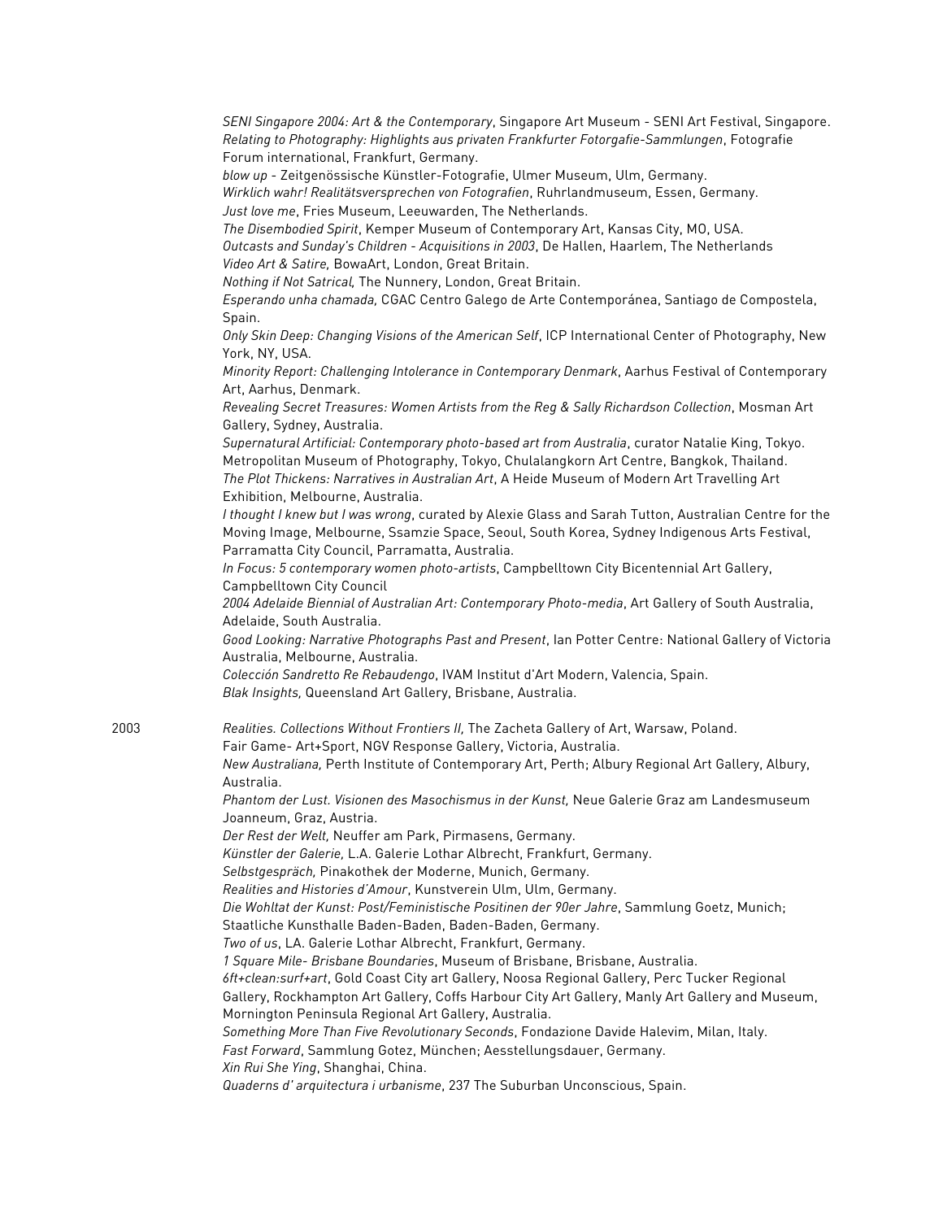*SENI Singapore 2004: Art & the Contemporary*, Singapore Art Museum - SENI Art Festival, Singapore.
*Relating to Photography: Highlights aus privaten Frankfurter Fotorgafie-Sammlungen*, Fotografie Forum international, Frankfurt, Germany.
*blow up* - Zeitgenössische Künstler-Fotografie, Ulmer Museum, Ulm, Germany.
*Wirklich wahr! Realitätsversprechen von Fotografien*, Ruhrlandmuseum, Essen, Germany.
*Just love me*, Fries Museum, Leeuwarden, The Netherlands.
*The Disembodied Spirit*, Kemper Museum of Contemporary Art, Kansas City, MO, USA.
*Outcasts and Sunday's Children - Acquisitions in 2003*, De Hallen, Haarlem, The Netherlands
*Video Art & Satire,* BowaArt, London, Great Britain.
*Nothing if Not Satrical,* The Nunnery, London, Great Britain.
*Esperando unha chamada,* CGAC Centro Galego de Arte Contemporánea, Santiago de Compostela, Spain.
*Only Skin Deep: Changing Visions of the American Self*, ICP International Center of Photography, New York, NY, USA.
*Minority Report: Challenging Intolerance in Contemporary Denmark*, Aarhus Festival of Contemporary Art, Aarhus, Denmark.
*Revealing Secret Treasures: Women Artists from the Reg & Sally Richardson Collection*, Mosman Art Gallery, Sydney, Australia.
*Supernatural Artificial: Contemporary photo-based art from Australia*, curator Natalie King, Tokyo. Metropolitan Museum of Photography, Tokyo, Chulalangkorn Art Centre, Bangkok, Thailand.
*The Plot Thickens: Narratives in Australian Art*, A Heide Museum of Modern Art Travelling Art Exhibition, Melbourne, Australia.
*I thought I knew but I was wrong*, curated by Alexie Glass and Sarah Tutton, Australian Centre for the Moving Image, Melbourne, Ssamzie Space, Seoul, South Korea, Sydney Indigenous Arts Festival, Parramatta City Council, Parramatta, Australia.
*In Focus: 5 contemporary women photo-artists*, Campbelltown City Bicentennial Art Gallery, Campbelltown City Council
*2004 Adelaide Biennial of Australian Art: Contemporary Photo-media*, Art Gallery of South Australia, Adelaide, South Australia.
*Good Looking: Narrative Photographs Past and Present*, Ian Potter Centre: National Gallery of Victoria Australia, Melbourne, Australia.
*Colección Sandretto Re Rebaudengo*, IVAM Institut d'Art Modern, Valencia, Spain.
*Blak Insights,* Queensland Art Gallery, Brisbane, Australia.

2003

*Realities. Collections Without Frontiers II,* The Zacheta Gallery of Art, Warsaw, Poland.
Fair Game- Art+Sport, NGV Response Gallery, Victoria, Australia.
*New Australiana,* Perth Institute of Contemporary Art, Perth; Albury Regional Art Gallery, Albury, Australia.
*Phantom der Lust. Visionen des Masochismus in der Kunst,* Neue Galerie Graz am Landesmuseum Joanneum, Graz, Austria.
*Der Rest der Welt,* Neuffer am Park, Pirmasens, Germany.
*Künstler der Galerie,* L.A. Galerie Lothar Albrecht, Frankfurt, Germany.
*Selbstgespräch,* Pinakothek der Moderne, Munich, Germany.
*Realities and Histories d'Amour*, Kunstverein Ulm, Ulm, Germany.
*Die Wohltat der Kunst: Post/Feministische Positinen der 90er Jahre*, Sammlung Goetz, Munich; Staatliche Kunsthalle Baden-Baden, Baden-Baden, Germany.
*Two of us*, LA. Galerie Lothar Albrecht, Frankfurt, Germany.
*1 Square Mile- Brisbane Boundaries*, Museum of Brisbane, Brisbane, Australia.
*6ft+clean:surf+art*, Gold Coast City art Gallery, Noosa Regional Gallery, Perc Tucker Regional Gallery, Rockhampton Art Gallery, Coffs Harbour City Art Gallery, Manly Art Gallery and Museum, Mornington Peninsula Regional Art Gallery, Australia.
*Something More Than Five Revolutionary Seconds*, Fondazione Davide Halevim, Milan, Italy.
*Fast Forward*, Sammlung Gotez, München; Aesstellungsdauer, Germany.
*Xin Rui She Ying*, Shanghai, China.
*Quaderns d' arquitectura i urbanisme*, 237 The Suburban Unconscious, Spain.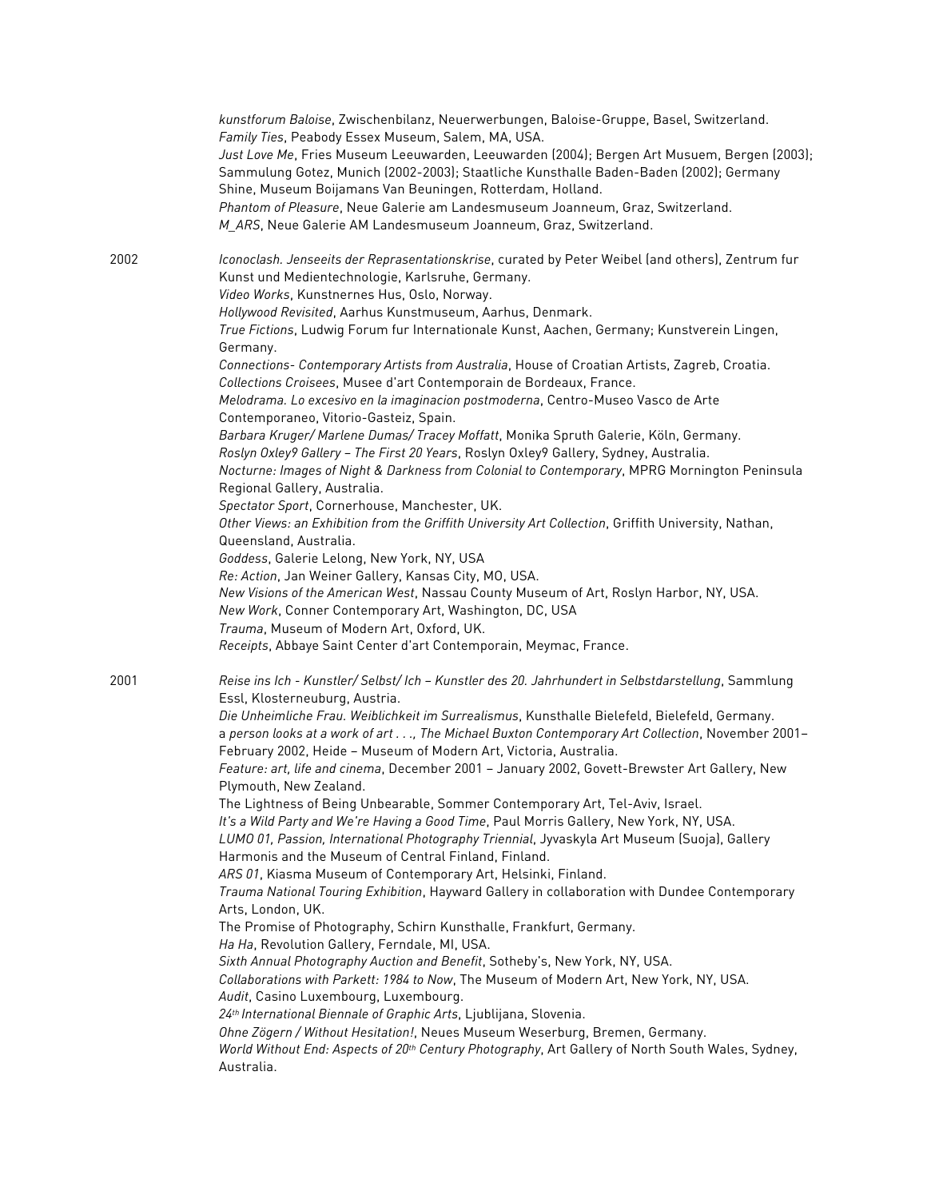*kunstforum Baloise*, Zwischenbilanz, Neuerwerbungen, Baloise-Gruppe, Basel, Switzerland.
*Family Ties*, Peabody Essex Museum, Salem, MA, USA.
*Just Love Me*, Fries Museum Leeuwarden, Leeuwarden (2004); Bergen Art Musuem, Bergen (2003); Sammulung Gotez, Munich (2002-2003); Staatliche Kunsthalle Baden-Baden (2002); Germany
Shine, Museum Boijamans Van Beuningen, Rotterdam, Holland.
*Phantom of Pleasure*, Neue Galerie am Landesmuseum Joanneum, Graz, Switzerland.
*M_ARS*, Neue Galerie AM Landesmuseum Joanneum, Graz, Switzerland.

2002

*Iconoclash. Jenseeits der Reprasentationskrise*, curated by Peter Weibel (and others), Zentrum fur Kunst und Medientechnologie, Karlsruhe, Germany.
*Video Works*, Kunstnernes Hus, Oslo, Norway.
*Hollywood Revisited*, Aarhus Kunstmuseum, Aarhus, Denmark.
*True Fictions*, Ludwig Forum fur Internationale Kunst, Aachen, Germany; Kunstverein Lingen, Germany.
*Connections- Contemporary Artists from Australia*, House of Croatian Artists, Zagreb, Croatia.
*Collections Croisees*, Musee d'art Contemporain de Bordeaux, France.
*Melodrama. Lo excesivo en la imaginacion postmoderna*, Centro-Museo Vasco de Arte Contemporaneo, Vitorio-Gasteiz, Spain.
*Barbara Kruger/ Marlene Dumas/ Tracey Moffatt*, Monika Spruth Galerie, Köln, Germany.
*Roslyn Oxley9 Gallery – The First 20 Years*, Roslyn Oxley9 Gallery, Sydney, Australia.
*Nocturne: Images of Night & Darkness from Colonial to Contemporary*, MPRG Mornington Peninsula Regional Gallery, Australia.
*Spectator Sport*, Cornerhouse, Manchester, UK.
*Other Views: an Exhibition from the Griffith University Art Collection*, Griffith University, Nathan, Queensland, Australia.
*Goddess*, Galerie Lelong, New York, NY, USA
*Re: Action*, Jan Weiner Gallery, Kansas City, MO, USA.
*New Visions of the American West*, Nassau County Museum of Art, Roslyn Harbor, NY, USA.
*New Work*, Conner Contemporary Art, Washington, DC, USA
*Trauma*, Museum of Modern Art, Oxford, UK.
*Receipts*, Abbaye Saint Center d'art Contemporain, Meymac, France.

2001

*Reise ins Ich - Kunstler/ Selbst/ Ich – Kunstler des 20. Jahrhundert in Selbstdarstellung*, Sammlung Essl, Klosterneuburg, Austria.
*Die Unheimliche Frau. Weiblichkeit im Surrealismus*, Kunsthalle Bielefeld, Bielefeld, Germany.
a *person looks at a work of art . . ., The Michael Buxton Contemporary Art Collection*, November 2001–February 2002, Heide – Museum of Modern Art, Victoria, Australia.
*Feature: art, life and cinema*, December 2001 – January 2002, Govett-Brewster Art Gallery, New Plymouth, New Zealand.
The Lightness of Being Unbearable, Sommer Contemporary Art, Tel-Aviv, Israel.
*It's a Wild Party and We're Having a Good Time*, Paul Morris Gallery, New York, NY, USA.
*LUMO 01, Passion, International Photography Triennial*, Jyvaskyla Art Museum (Suoja), Gallery Harmonis and the Museum of Central Finland, Finland.
*ARS 01*, Kiasma Museum of Contemporary Art, Helsinki, Finland.
*Trauma National Touring Exhibition*, Hayward Gallery in collaboration with Dundee Contemporary Arts, London, UK.
The Promise of Photography, Schirn Kunsthalle, Frankfurt, Germany.
*Ha Ha*, Revolution Gallery, Ferndale, MI, USA.
*Sixth Annual Photography Auction and Benefit*, Sotheby's, New York, NY, USA.
*Collaborations with Parkett: 1984 to Now*, The Museum of Modern Art, New York, NY, USA.
*Audit*, Casino Luxembourg, Luxembourg.
*24th International Biennale of Graphic Arts*, Ljublijana, Slovenia.
*Ohne Zögern / Without Hesitation!*, Neues Museum Weserburg, Bremen, Germany.
*World Without End: Aspects of 20th Century Photography*, Art Gallery of North South Wales, Sydney, Australia.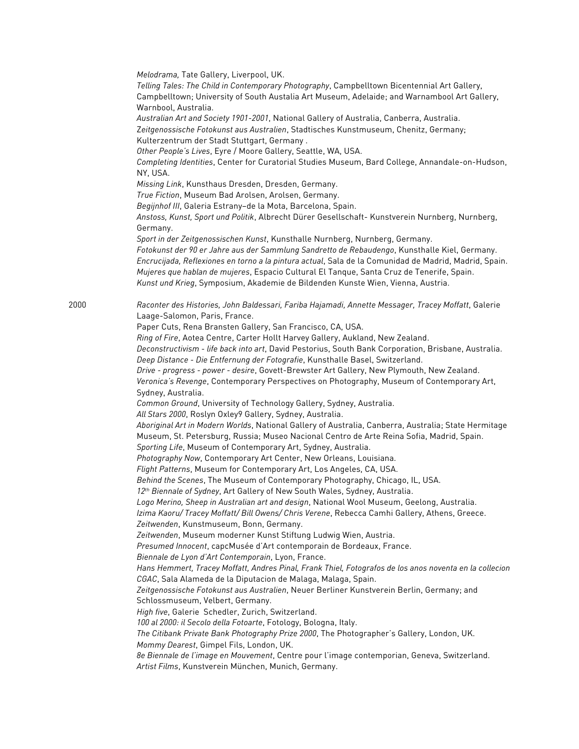*Melodrama,* Tate Gallery, Liverpool, UK.
*Telling Tales: The Child in Contemporary Photography*, Campbelltown Bicentennial Art Gallery, Campbelltown; University of South Austalia Art Museum, Adelaide; and Warnambool Art Gallery, Warnbool, Australia.
*Australian Art and Society 1901-2001*, National Gallery of Australia, Canberra, Australia.
*Zeitgenossische Fotokunst aus Australien*, Stadtisches Kunstmuseum, Chenitz, Germany; Kulterzentrum der Stadt Stuttgart, Germany .
*Other People's Lives*, Eyre / Moore Gallery, Seattle, WA, USA.
*Completing Identities*, Center for Curatorial Studies Museum, Bard College, Annandale-on-Hudson, NY, USA.
*Missing Link*, Kunsthaus Dresden, Dresden, Germany.
*True Fiction*, Museum Bad Arolsen, Arolsen, Germany.
*Begijnhof III*, Galeria Estrany–de la Mota, Barcelona, Spain.
*Anstoss, Kunst, Sport und Politik*, Albrecht Dürer Gesellschaft- Kunstverein Nurnberg, Nurnberg, Germany.
*Sport in der Zeitgenossischen Kunst*, Kunsthalle Nurnberg, Nurnberg, Germany.
*Fotokunst der 90 er Jahre aus der Sammlung Sandretto de Rebaudengo*, Kunsthalle Kiel, Germany.
*Encrucijada, Reflexiones en torno a la pintura actual*, Sala de la Comunidad de Madrid, Madrid, Spain.
*Mujeres que hablan de mujeres*, Espacio Cultural El Tanque, Santa Cruz de Tenerife, Spain.
*Kunst und Krieg*, Symposium, Akademie de Bildenden Kunste Wien, Vienna, Austria.

2000

*Raconter des Histories, John Baldessari, Fariba Hajamadi, Annette Messager, Tracey Moffatt*, Galerie Laage-Salomon, Paris, France.
Paper Cuts, Rena Bransten Gallery, San Francisco, CA, USA.
*Ring of Fire*, Aotea Centre, Carter Hollt Harvey Gallery, Aukland, New Zealand.
*Deconstructivism - life back into art*, David Pestorius, South Bank Corporation, Brisbane, Australia.
*Deep Distance - Die Entfernung der Fotografie*, Kunsthalle Basel, Switzerland.
*Drive - progress - power - desire*, Govett-Brewster Art Gallery, New Plymouth, New Zealand.
*Veronica's Revenge*, Contemporary Perspectives on Photography, Museum of Contemporary Art, Sydney, Australia.
*Common Ground*, University of Technology Gallery, Sydney, Australia.
*All Stars 2000*, Roslyn Oxley9 Gallery, Sydney, Australia.
*Aboriginal Art in Modern Worlds*, National Gallery of Australia, Canberra, Australia; State Hermitage Museum, St. Petersburg, Russia; Museo Nacional Centro de Arte Reina Sofia, Madrid, Spain.
*Sporting Life*, Museum of Contemporary Art, Sydney, Australia.
*Photography Now*, Contemporary Art Center, New Orleans, Louisiana.
*Flight Patterns*, Museum for Contemporary Art, Los Angeles, CA, USA.
*Behind the Scenes*, The Museum of Contemporary Photography, Chicago, IL, USA.
*12th Biennale of Sydney*, Art Gallery of New South Wales, Sydney, Australia.
*Logo Merino, Sheep in Australian art and design*, National Wool Museum, Geelong, Australia.
*Izima Kaoru/ Tracey Moffatt/ Bill Owens/ Chris Verene*, Rebecca Camhi Gallery, Athens, Greece.
*Zeitwenden*, Kunstmuseum, Bonn, Germany.
*Zeitwenden*, Museum moderner Kunst Stiftung Ludwig Wien, Austria.
*Presumed Innocent*, capcMusée d'Art contemporain de Bordeaux, France.
*Biennale de Lyon d'Art Contemporain*, Lyon, France.
*Hans Hemmert, Tracey Moffatt, Andres Pinal, Frank Thiel, Fotografos de los anos noventa en la collecion CGAC*, Sala Alameda de la Diputacion de Malaga, Malaga, Spain.
*Zeitgenossische Fotokunst aus Australien*, Neuer Berliner Kunstverein Berlin, Germany; and Schlossmuseum, Velbert, Germany.
*High five*, Galerie Schedler, Zurich, Switzerland.
*100 al 2000: il Secolo della Fotoarte*, Fotology, Bologna, Italy.
*The Citibank Private Bank Photography Prize 2000*, The Photographer's Gallery, London, UK.
*Mommy Dearest*, Gimpel Fils, London, UK.
*8e Biennale de l'image en Mouvement*, Centre pour l'image contemporian, Geneva, Switzerland.
*Artist Films*, Kunstverein München, Munich, Germany.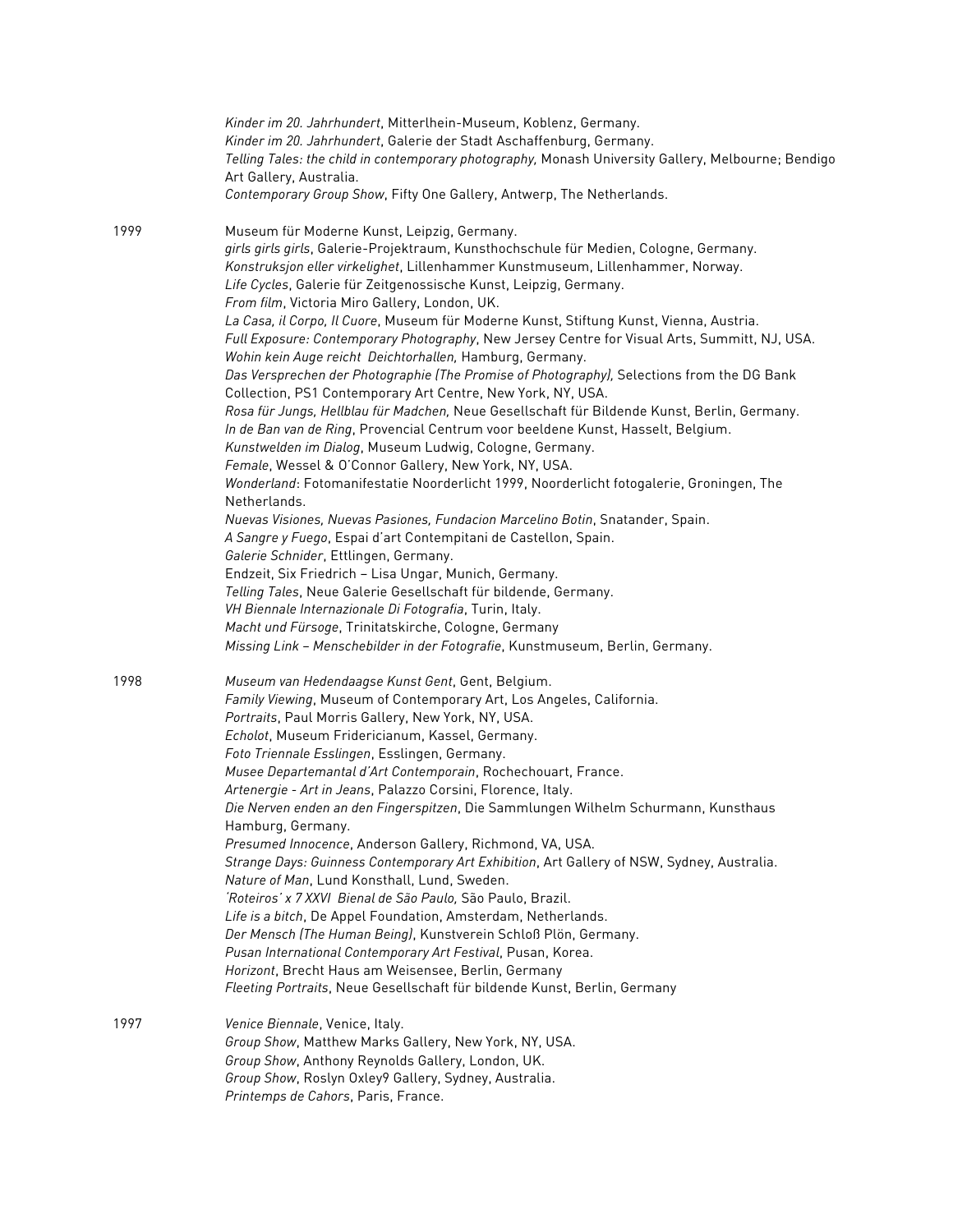*Kinder im 20. Jahrhundert*, Mitterlhein-Museum, Koblenz, Germany.
*Kinder im 20. Jahrhundert*, Galerie der Stadt Aschaffenburg, Germany.
*Telling Tales: the child in contemporary photography,* Monash University Gallery, Melbourne; Bendigo Art Gallery, Australia.
*Contemporary Group Show*, Fifty One Gallery, Antwerp, The Netherlands.

1999

Museum für Moderne Kunst, Leipzig, Germany.
*girls girls girls*, Galerie-Projektraum, Kunsthochschule für Medien, Cologne, Germany.
*Konstruksjon eller virkelighet*, Lillenhammer Kunstmuseum, Lillenhammer, Norway.
*Life Cycles*, Galerie für Zeitgenossische Kunst, Leipzig, Germany.
*From film*, Victoria Miro Gallery, London, UK.
*La Casa, il Corpo, Il Cuore*, Museum für Moderne Kunst, Stiftung Kunst, Vienna, Austria.
*Full Exposure: Contemporary Photography*, New Jersey Centre for Visual Arts, Summitt, NJ, USA.
*Wohin kein Auge reicht Deichtorhallen,* Hamburg, Germany.
*Das Versprechen der Photographie (The Promise of Photography),* Selections from the DG Bank Collection, PS1 Contemporary Art Centre, New York, NY, USA.
*Rosa für Jungs, Hellblau für Madchen,* Neue Gesellschaft für Bildende Kunst, Berlin, Germany.
*In de Ban van de Ring*, Provencial Centrum voor beeldene Kunst, Hasselt, Belgium.
*Kunstwelden im Dialog*, Museum Ludwig, Cologne, Germany.
*Female*, Wessel & O'Connor Gallery, New York, NY, USA.
*Wonderland*: Fotomanifestatie Noorderlicht 1999, Noorderlicht fotogalerie, Groningen, The Netherlands.
*Nuevas Visiones, Nuevas Pasiones, Fundacion Marcelino Botin*, Snatander, Spain.
*A Sangre y Fuego*, Espai d'art Contempitani de Castellon, Spain.
*Galerie Schnider*, Ettlingen, Germany.
Endzeit, Six Friedrich – Lisa Ungar, Munich, Germany.
*Telling Tales*, Neue Galerie Gesellschaft für bildende, Germany.
*VH Biennale Internazionale Di Fotografia*, Turin, Italy.
*Macht und Fürsoge*, Trinitatskirche, Cologne, Germany
*Missing Link – Menschebilder in der Fotografie*, Kunstmuseum, Berlin, Germany.

1998

*Museum van Hedendaagse Kunst Gent*, Gent, Belgium.
*Family Viewing*, Museum of Contemporary Art, Los Angeles, California.
*Portraits*, Paul Morris Gallery, New York, NY, USA.
*Echolot*, Museum Fridericianum, Kassel, Germany.
*Foto Triennale Esslingen*, Esslingen, Germany.
*Musee Departemantal d'Art Contemporain*, Rochechouart, France.
*Artenergie - Art in Jeans*, Palazzo Corsini, Florence, Italy.
*Die Nerven enden an den Fingerspitzen*, Die Sammlungen Wilhelm Schurmann, Kunsthaus Hamburg, Germany.
*Presumed Innocence*, Anderson Gallery, Richmond, VA, USA.
*Strange Days: Guinness Contemporary Art Exhibition*, Art Gallery of NSW, Sydney, Australia.
*Nature of Man*, Lund Konsthall, Lund, Sweden.
*'Roteiros' x 7 XXVI Bienal de São Paulo,* São Paulo, Brazil.
*Life is a bitch*, De Appel Foundation, Amsterdam, Netherlands.
*Der Mensch (The Human Being)*, Kunstverein Schloß Plön, Germany.
*Pusan International Contemporary Art Festival*, Pusan, Korea.
*Horizont*, Brecht Haus am Weisensee, Berlin, Germany
*Fleeting Portraits*, Neue Gesellschaft für bildende Kunst, Berlin, Germany

1997

*Venice Biennale*, Venice, Italy.
*Group Show*, Matthew Marks Gallery, New York, NY, USA.
*Group Show*, Anthony Reynolds Gallery, London, UK.
*Group Show*, Roslyn Oxley9 Gallery, Sydney, Australia.
*Printemps de Cahors*, Paris, France.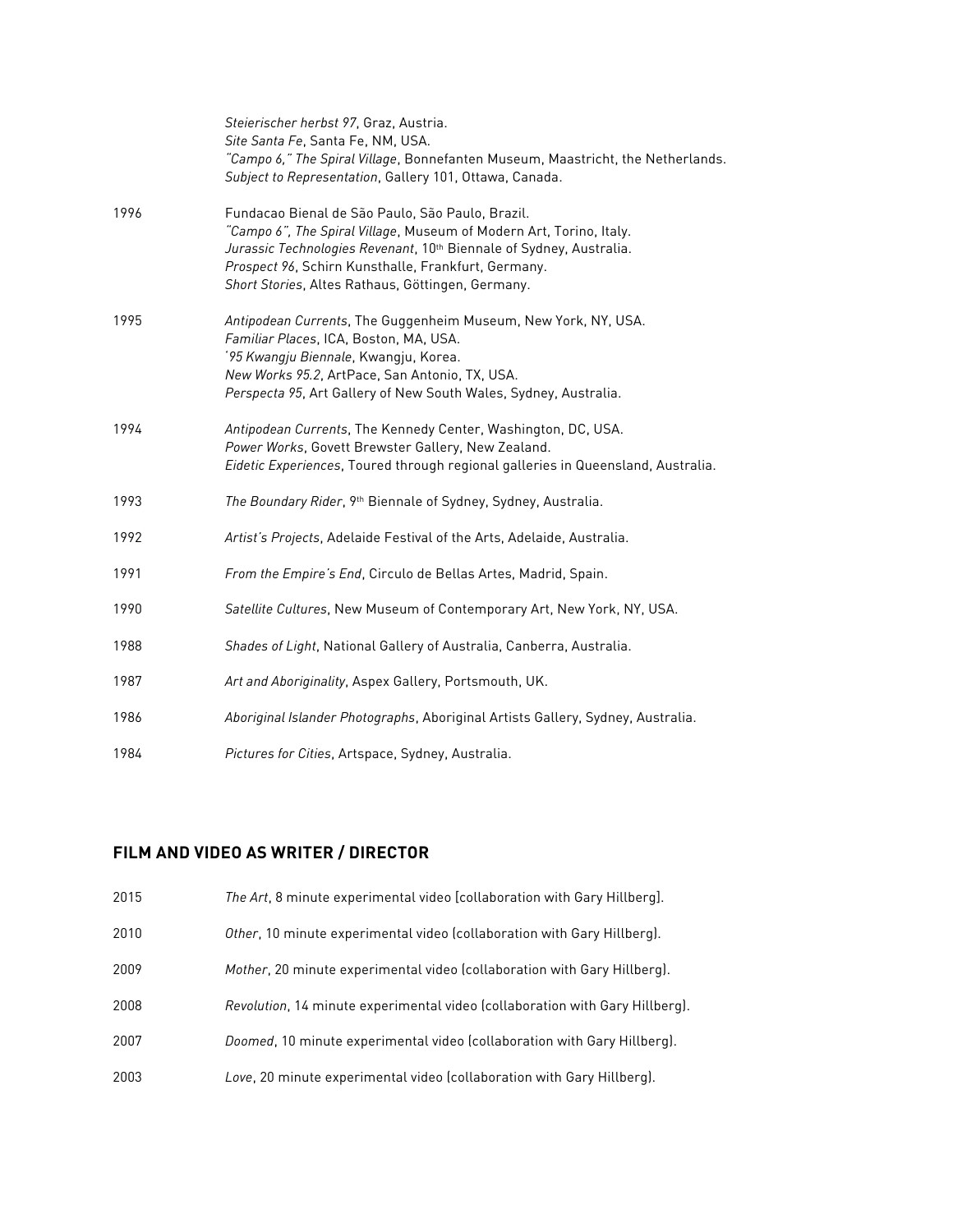| | |
|---|---|
| | *Steierischer herbst 97*, Graz, Austria. |
| | *Site Santa Fe*, Santa Fe, NM, USA. |
| | *"Campo 6," The Spiral Village*, Bonnefanten Museum, Maastricht, the Netherlands. |
| | *Subject to Representation*, Gallery 101, Ottawa, Canada. |
| 1996 | Fundacao Bienal de São Paulo, São Paulo, Brazil. |
| | *"Campo 6", The Spiral Village*, Museum of Modern Art, Torino, Italy. |
| | *Jurassic Technologies Revenant*, 10th Biennale of Sydney, Australia. |
| | *Prospect 96*, Schirn Kunsthalle, Frankfurt, Germany. |
| | *Short Stories*, Altes Rathaus, Göttingen, Germany. |
| 1995 | *Antipodean Currents*, The Guggenheim Museum, New York, NY, USA. |
| | *Familiar Places*, ICA, Boston, MA, USA. |
| | *'95 Kwangju Biennale*, Kwangju, Korea. |
| | *New Works 95.2*, ArtPace, San Antonio, TX, USA. |
| | *Perspecta 95*, Art Gallery of New South Wales, Sydney, Australia. |
| 1994 | *Antipodean Currents*, The Kennedy Center, Washington, DC, USA. |
| | *Power Works*, Govett Brewster Gallery, New Zealand. |
| | *Eidetic Experiences*, Toured through regional galleries in Queensland, Australia. |
| 1993 | *The Boundary Rider*, 9th Biennale of Sydney, Sydney, Australia. |
| 1992 | *Artist's Projects*, Adelaide Festival of the Arts, Adelaide, Australia. |
| 1991 | *From the Empire's End*, Circulo de Bellas Artes, Madrid, Spain. |
| 1990 | *Satellite Cultures*, New Museum of Contemporary Art, New York, NY, USA. |
| 1988 | *Shades of Light*, National Gallery of Australia, Canberra, Australia. |
| 1987 | *Art and Aboriginality*, Aspex Gallery, Portsmouth, UK. |
| 1986 | *Aboriginal Islander Photographs*, Aboriginal Artists Gallery, Sydney, Australia. |
| 1984 | *Pictures for Cities*, Artspace, Sydney, Australia. |

## FILM AND VIDEO AS WRITER / DIRECTOR

| | |
|---|---|
| 2015 | *The Art*, 8 minute experimental video [collaboration with Gary Hillberg]. |
| 2010 | *Other*, 10 minute experimental video (collaboration with Gary Hillberg). |
| 2009 | *Mother*, 20 minute experimental video (collaboration with Gary Hillberg). |
| 2008 | *Revolution*, 14 minute experimental video (collaboration with Gary Hillberg). |
| 2007 | *Doomed*, 10 minute experimental video (collaboration with Gary Hillberg). |
| 2003 | *Love*, 20 minute experimental video (collaboration with Gary Hillberg). |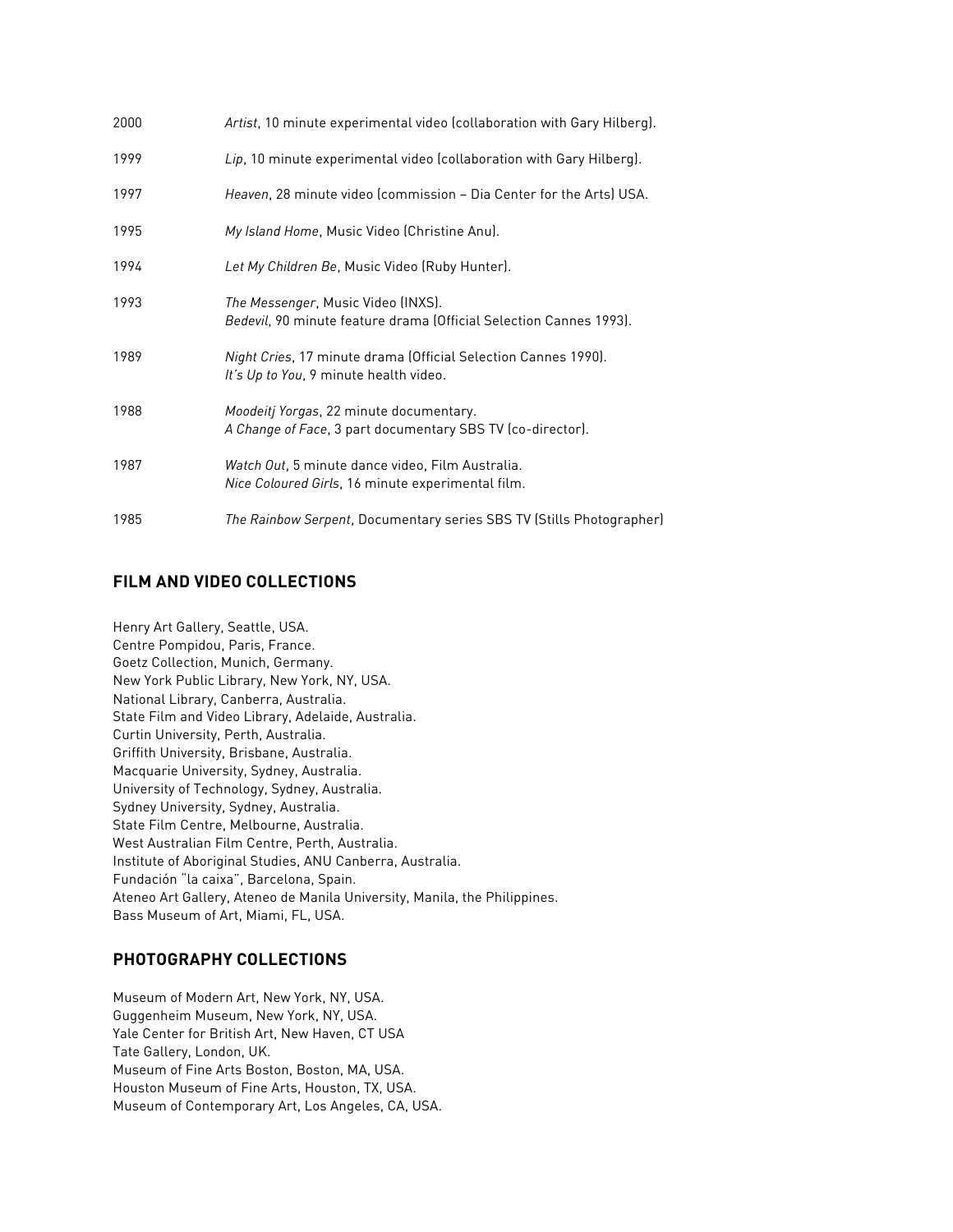2000 *Artist*, 10 minute experimental video (collaboration with Gary Hilberg).

1999 *Lip*, 10 minute experimental video (collaboration with Gary Hilberg).

1997 *Heaven*, 28 minute video (commission – Dia Center for the Arts) USA.

1995 *My Island Home*, Music Video (Christine Anu).

1994 *Let My Children Be*, Music Video (Ruby Hunter).

1993 *The Messenger*, Music Video (INXS).
*Bedevil*, 90 minute feature drama (Official Selection Cannes 1993).

1989 *Night Cries*, 17 minute drama (Official Selection Cannes 1990).
*It's Up to You*, 9 minute health video.

1988 *Moodeitj Yorgas*, 22 minute documentary.
*A Change of Face*, 3 part documentary SBS TV (co-director).

1987 *Watch Out*, 5 minute dance video, Film Australia.
*Nice Coloured Girls*, 16 minute experimental film.

1985 *The Rainbow Serpent*, Documentary series SBS TV (Stills Photographer)

## FILM AND VIDEO COLLECTIONS

Henry Art Gallery, Seattle, USA.
Centre Pompidou, Paris, France.
Goetz Collection, Munich, Germany.
New York Public Library, New York, NY, USA.
National Library, Canberra, Australia.
State Film and Video Library, Adelaide, Australia.
Curtin University, Perth, Australia.
Griffith University, Brisbane, Australia.
Macquarie University, Sydney, Australia.
University of Technology, Sydney, Australia.
Sydney University, Sydney, Australia.
State Film Centre, Melbourne, Australia.
West Australian Film Centre, Perth, Australia.
Institute of Aboriginal Studies, ANU Canberra, Australia.
Fundación "la caixa", Barcelona, Spain.
Ateneo Art Gallery, Ateneo de Manila University, Manila, the Philippines.
Bass Museum of Art, Miami, FL, USA.

## PHOTOGRAPHY COLLECTIONS

Museum of Modern Art, New York, NY, USA.
Guggenheim Museum, New York, NY, USA.
Yale Center for British Art, New Haven, CT USA
Tate Gallery, London, UK.
Museum of Fine Arts Boston, Boston, MA, USA.
Houston Museum of Fine Arts, Houston, TX, USA.
Museum of Contemporary Art, Los Angeles, CA, USA.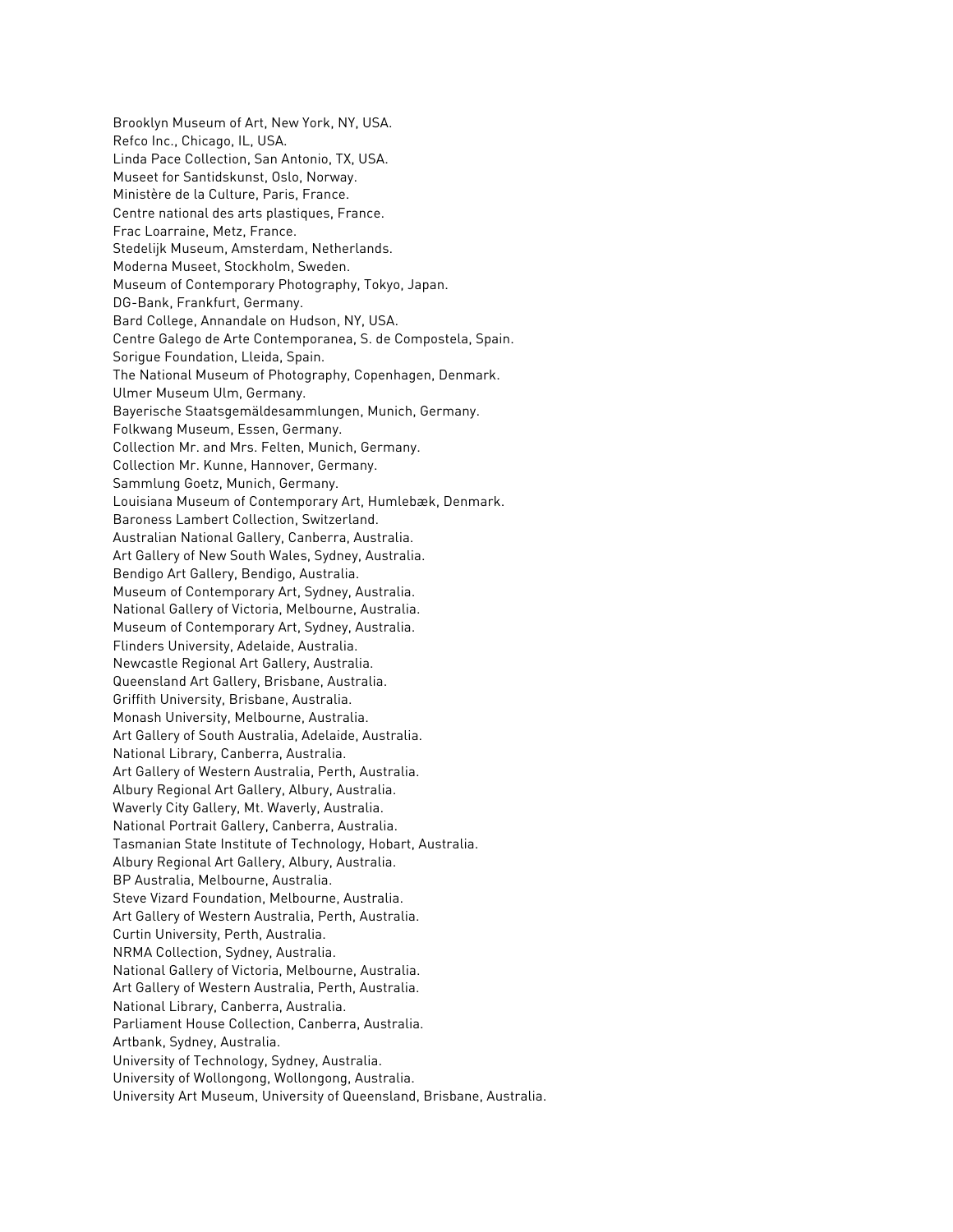Brooklyn Museum of Art, New York, NY, USA.
Refco Inc., Chicago, IL, USA.
Linda Pace Collection, San Antonio, TX, USA.
Museet for Santidskunst, Oslo, Norway.
Ministère de la Culture, Paris, France.
Centre national des arts plastiques, France.
Frac Loarraine, Metz, France.
Stedelijk Museum, Amsterdam, Netherlands.
Moderna Museet, Stockholm, Sweden.
Museum of Contemporary Photography, Tokyo, Japan.
DG-Bank, Frankfurt, Germany.
Bard College, Annandale on Hudson, NY, USA.
Centre Galego de Arte Contemporanea, S. de Compostela, Spain.
Sorigue Foundation, Lleida, Spain.
The National Museum of Photography, Copenhagen, Denmark.
Ulmer Museum Ulm, Germany.
Bayerische Staatsgemäldesammlungen, Munich, Germany.
Folkwang Museum, Essen, Germany.
Collection Mr. and Mrs. Felten, Munich, Germany.
Collection Mr. Kunne, Hannover, Germany.
Sammlung Goetz, Munich, Germany.
Louisiana Museum of Contemporary Art, Humlebæk, Denmark.
Baroness Lambert Collection, Switzerland.
Australian National Gallery, Canberra, Australia.
Art Gallery of New South Wales, Sydney, Australia.
Bendigo Art Gallery, Bendigo, Australia.
Museum of Contemporary Art, Sydney, Australia.
National Gallery of Victoria, Melbourne, Australia.
Museum of Contemporary Art, Sydney, Australia.
Flinders University, Adelaide, Australia.
Newcastle Regional Art Gallery, Australia.
Queensland Art Gallery, Brisbane, Australia.
Griffith University, Brisbane, Australia.
Monash University, Melbourne, Australia.
Art Gallery of South Australia, Adelaide, Australia.
National Library, Canberra, Australia.
Art Gallery of Western Australia, Perth, Australia.
Albury Regional Art Gallery, Albury, Australia.
Waverly City Gallery, Mt. Waverly, Australia.
National Portrait Gallery, Canberra, Australia.
Tasmanian State Institute of Technology, Hobart, Australia.
Albury Regional Art Gallery, Albury, Australia.
BP Australia, Melbourne, Australia.
Steve Vizard Foundation, Melbourne, Australia.
Art Gallery of Western Australia, Perth, Australia.
Curtin University, Perth, Australia.
NRMA Collection, Sydney, Australia.
National Gallery of Victoria, Melbourne, Australia.
Art Gallery of Western Australia, Perth, Australia.
National Library, Canberra, Australia.
Parliament House Collection, Canberra, Australia.
Artbank, Sydney, Australia.
University of Technology, Sydney, Australia.
University of Wollongong, Wollongong, Australia.
University Art Museum, University of Queensland, Brisbane, Australia.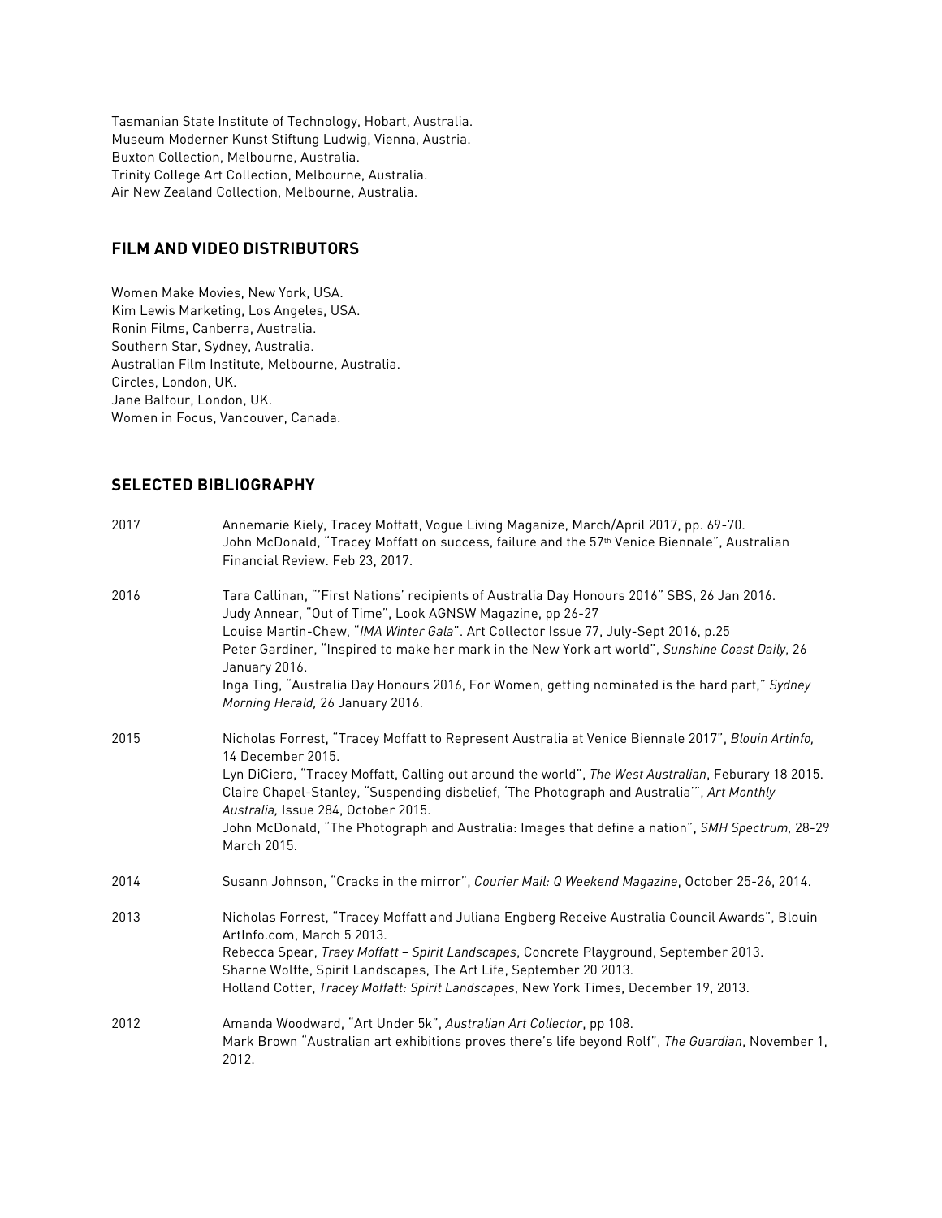Tasmanian State Institute of Technology, Hobart, Australia.
Museum Moderner Kunst Stiftung Ludwig, Vienna, Austria.
Buxton Collection, Melbourne, Australia.
Trinity College Art Collection, Melbourne, Australia.
Air New Zealand Collection, Melbourne, Australia.

## FILM AND VIDEO DISTRIBUTORS

Women Make Movies, New York, USA.
Kim Lewis Marketing, Los Angeles, USA.
Ronin Films, Canberra, Australia.
Southern Star, Sydney, Australia.
Australian Film Institute, Melbourne, Australia.
Circles, London, UK.
Jane Balfour, London, UK.
Women in Focus, Vancouver, Canada.

## SELECTED BIBLIOGRAPHY

| | |
|---|---|
| 2017 | Annemarie Kiely, Tracey Moffatt, Vogue Living Maganize, March/April 2017, pp. 69-70.<br>John McDonald, "Tracey Moffatt on success, failure and the 57th Venice Biennale", Australian Financial Review. Feb 23, 2017. |
| 2016 | Tara Callinan, "'First Nations' recipients of Australia Day Honours 2016" SBS, 26 Jan 2016.<br>Judy Annear, "Out of Time", Look AGNSW Magazine, pp 26-27<br>Louise Martin-Chew, "*IMA Winter Gala*". Art Collector Issue 77, July-Sept 2016, p.25<br>Peter Gardiner, "Inspired to make her mark in the New York art world", *Sunshine Coast Daily*, 26 January 2016.<br>Inga Ting, "Australia Day Honours 2016, For Women, getting nominated is the hard part," *Sydney Morning Herald,* 26 January 2016. |
| 2015 | Nicholas Forrest, "Tracey Moffatt to Represent Australia at Venice Biennale 2017", *Blouin Artinfo,* 14 December 2015.<br>Lyn DiCiero, "Tracey Moffatt, Calling out around the world", *The West Australian*, Feburary 18 2015.<br>Claire Chapel-Stanley, "Suspending disbelief, 'The Photograph and Australia'", *Art Monthly Australia,* Issue 284, October 2015.<br>John McDonald, "The Photograph and Australia: Images that define a nation", *SMH Spectrum,* 28-29 March 2015. |
| 2014 | Susann Johnson, "Cracks in the mirror", *Courier Mail: Q Weekend Magazine*, October 25-26, 2014. |
| 2013 | Nicholas Forrest, "Tracey Moffatt and Juliana Engberg Receive Australia Council Awards", Blouin ArtInfo.com, March 5 2013.<br>Rebecca Spear, *Traey Moffatt – Spirit Landscapes*, Concrete Playground, September 2013.<br>Sharne Wolffe, Spirit Landscapes, The Art Life, September 20 2013.<br>Holland Cotter, *Tracey Moffatt: Spirit Landscapes*, New York Times, December 19, 2013. |
| 2012 | Amanda Woodward, "Art Under 5k", *Australian Art Collector*, pp 108.<br>Mark Brown "Australian art exhibitions proves there's life beyond Rolf", *The Guardian*, November 1, 2012. |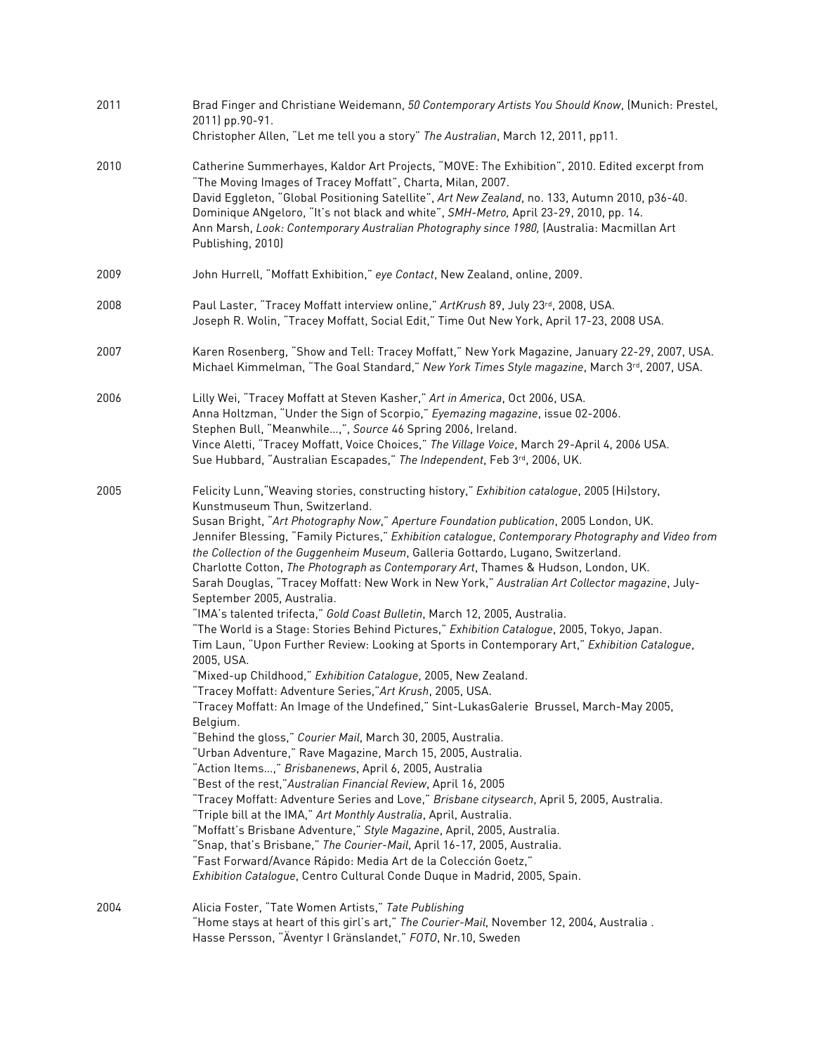2011

Brad Finger and Christiane Weidemann, *50 Contemporary Artists You Should Know*, (Munich: Prestel, 2011) pp.90-91.
Christopher Allen, "Let me tell you a story" *The Australian*, March 12, 2011, pp11.

2010

Catherine Summerhayes, Kaldor Art Projects, "MOVE: The Exhibition", 2010. Edited excerpt from "The Moving Images of Tracey Moffatt", Charta, Milan, 2007.
David Eggleton, "Global Positioning Satellite", *Art New Zealand*, no. 133, Autumn 2010, p36-40.
Dominique ANgeloro, "It's not black and white", *SMH-Metro,* April 23-29, 2010, pp. 14.
Ann Marsh, *Look: Contemporary Australian Photography since 1980,* (Australia: Macmillan Art Publishing, 2010)

2009

John Hurrell, "Moffatt Exhibition," *eye Contact*, New Zealand, online, 2009.

2008

Paul Laster, "Tracey Moffatt interview online," *ArtKrush* 89, July 23rd, 2008, USA.
Joseph R. Wolin, "Tracey Moffatt, Social Edit," Time Out New York, April 17-23, 2008 USA.

2007

Karen Rosenberg, "Show and Tell: Tracey Moffatt," New York Magazine, January 22-29, 2007, USA.
Michael Kimmelman, "The Goal Standard," *New York Times Style magazine*, March 3rd, 2007, USA.

2006

Lilly Wei, "Tracey Moffatt at Steven Kasher," *Art in America*, Oct 2006, USA.
Anna Holtzman, "Under the Sign of Scorpio," *Eyemazing magazine*, issue 02-2006.
Stephen Bull, "Meanwhile…,", *Source* 46 Spring 2006, Ireland.
Vince Aletti, "Tracey Moffatt, Voice Choices," *The Village Voice*, March 29-April 4, 2006 USA.
Sue Hubbard, "Australian Escapades," *The Independent*, Feb 3rd, 2006, UK.

2005

Felicity Lunn,"Weaving stories, constructing history," *Exhibition catalogue*, 2005 (Hi)story, Kunstmuseum Thun, Switzerland.
Susan Bright, "*Art Photography Now*," *Aperture Foundation publication*, 2005 London, UK.
Jennifer Blessing, "Family Pictures," *Exhibition catalogue*, *Contemporary Photography and Video from the Collection of the Guggenheim Museum*, Galleria Gottardo, Lugano, Switzerland.
Charlotte Cotton, *The Photograph as Contemporary Art*, Thames & Hudson, London, UK.
Sarah Douglas, "Tracey Moffatt: New Work in New York," *Australian Art Collector magazine*, July-September 2005, Australia.
"IMA's talented trifecta," *Gold Coast Bulletin*, March 12, 2005, Australia.
"The World is a Stage: Stories Behind Pictures," *Exhibition Catalogue*, 2005, Tokyo, Japan.
Tim Laun, "Upon Further Review: Looking at Sports in Contemporary Art," *Exhibition Catalogue*, 2005, USA.
"Mixed-up Childhood," *Exhibition Catalogue*, 2005, New Zealand.
"Tracey Moffatt: Adventure Series,"*Art Krush*, 2005, USA.
"Tracey Moffatt: An Image of the Undefined," Sint-LukasGalerie Brussel, March-May 2005, Belgium.
"Behind the gloss," *Courier Mail*, March 30, 2005, Australia.
"Urban Adventure," Rave Magazine, March 15, 2005, Australia.
"Action Items…," *Brisbanenews*, April 6, 2005, Australia
"Best of the rest,"*Australian Financial Review*, April 16, 2005
"Tracey Moffatt: Adventure Series and Love," *Brisbane citysearch*, April 5, 2005, Australia.
"Triple bill at the IMA," *Art Monthly Australia*, April, Australia.
"Moffatt's Brisbane Adventure," *Style Magazine*, April, 2005, Australia.
"Snap, that's Brisbane," *The Courier-Mail*, April 16-17, 2005, Australia.
"Fast Forward/Avance Rápido: Media Art de la Colección Goetz,"
*Exhibition Catalogue*, Centro Cultural Conde Duque in Madrid, 2005, Spain.

2004

Alicia Foster, "Tate Women Artists," *Tate Publishing*
"Home stays at heart of this girl's art," *The Courier-Mail*, November 12, 2004, Australia .
Hasse Persson, "Äventyr I Gränslandet," *FOTO*, Nr.10, Sweden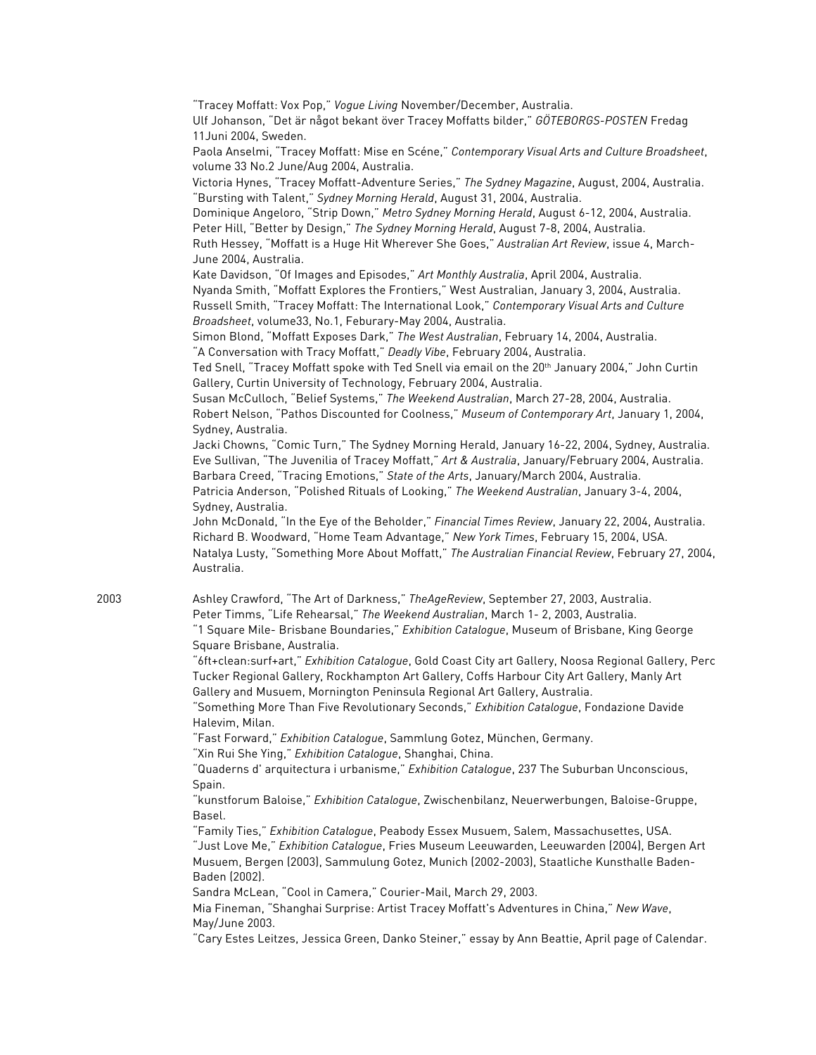"Tracey Moffatt: Vox Pop," *Vogue Living* November/December, Australia.
Ulf Johanson, "Det är något bekant över Tracey Moffatts bilder," *GÖTEBORGS-POSTEN* Fredag 11Juni 2004, Sweden.
Paola Anselmi, "Tracey Moffatt: Mise en Scéne," *Contemporary Visual Arts and Culture Broadsheet*, volume 33 No.2 June/Aug 2004, Australia.
Victoria Hynes, "Tracey Moffatt-Adventure Series," *The Sydney Magazine*, August, 2004, Australia.
"Bursting with Talent," *Sydney Morning Herald*, August 31, 2004, Australia.
Dominique Angeloro, "Strip Down," *Metro Sydney Morning Herald*, August 6-12, 2004, Australia.
Peter Hill, "Better by Design," *The Sydney Morning Herald*, August 7-8, 2004, Australia.
Ruth Hessey, "Moffatt is a Huge Hit Wherever She Goes," *Australian Art Review*, issue 4, March-June 2004, Australia.
Kate Davidson, "Of Images and Episodes," *Art Monthly Australia*, April 2004, Australia.
Nyanda Smith, "Moffatt Explores the Frontiers," West Australian, January 3, 2004, Australia.
Russell Smith, "Tracey Moffatt: The International Look," *Contemporary Visual Arts and Culture Broadsheet*, volume33, No.1, Feburary-May 2004, Australia.
Simon Blond, "Moffatt Exposes Dark," *The West Australian*, February 14, 2004, Australia.
"A Conversation with Tracy Moffatt," *Deadly Vibe*, February 2004, Australia.
Ted Snell, "Tracey Moffatt spoke with Ted Snell via email on the 20th January 2004," John Curtin Gallery, Curtin University of Technology, February 2004, Australia.
Susan McCulloch, "Belief Systems," *The Weekend Australian*, March 27-28, 2004, Australia.
Robert Nelson, "Pathos Discounted for Coolness," *Museum of Contemporary Art*, January 1, 2004, Sydney, Australia.
Jacki Chowns, "Comic Turn," The Sydney Morning Herald, January 16-22, 2004, Sydney, Australia.
Eve Sullivan, "The Juvenilia of Tracey Moffatt," *Art & Australia*, January/February 2004, Australia.
Barbara Creed, "Tracing Emotions," *State of the Arts*, January/March 2004, Australia.
Patricia Anderson, "Polished Rituals of Looking," *The Weekend Australian*, January 3-4, 2004, Sydney, Australia.
John McDonald, "In the Eye of the Beholder," *Financial Times Review*, January 22, 2004, Australia.
Richard B. Woodward, "Home Team Advantage," *New York Times*, February 15, 2004, USA.
Natalya Lusty, "Something More About Moffatt," *The Australian Financial Review*, February 27, 2004, Australia.

2003

Ashley Crawford, "The Art of Darkness," *TheAgeReview*, September 27, 2003, Australia.
Peter Timms, "Life Rehearsal," *The Weekend Australian*, March 1- 2, 2003, Australia.
"1 Square Mile- Brisbane Boundaries," *Exhibition Catalogue*, Museum of Brisbane, King George Square Brisbane, Australia.
"6ft+clean:surf+art," *Exhibition Catalogue*, Gold Coast City art Gallery, Noosa Regional Gallery, Perc Tucker Regional Gallery, Rockhampton Art Gallery, Coffs Harbour City Art Gallery, Manly Art Gallery and Musuem, Mornington Peninsula Regional Art Gallery, Australia.
"Something More Than Five Revolutionary Seconds," *Exhibition Catalogue*, Fondazione Davide Halevim, Milan.
"Fast Forward," *Exhibition Catalogue*, Sammlung Gotez, München, Germany.
"Xin Rui She Ying," *Exhibition Catalogue*, Shanghai, China.
"Quaderns d' arquitectura i urbanisme," *Exhibition Catalogue*, 237 The Suburban Unconscious, Spain.
"kunstforum Baloise," *Exhibition Catalogue*, Zwischenbilanz, Neuerwerbungen, Baloise-Gruppe, Basel.
"Family Ties," *Exhibition Catalogue*, Peabody Essex Musuem, Salem, Massachusettes, USA.
"Just Love Me," *Exhibition Catalogue*, Fries Museum Leeuwarden, Leeuwarden (2004), Bergen Art Musuem, Bergen (2003), Sammulung Gotez, Munich (2002-2003), Staatliche Kunsthalle Baden-Baden (2002).
Sandra McLean, "Cool in Camera," Courier-Mail, March 29, 2003.
Mia Fineman, "Shanghai Surprise: Artist Tracey Moffatt's Adventures in China," *New Wave*, May/June 2003.
"Cary Estes Leitzes, Jessica Green, Danko Steiner," essay by Ann Beattie, April page of Calendar.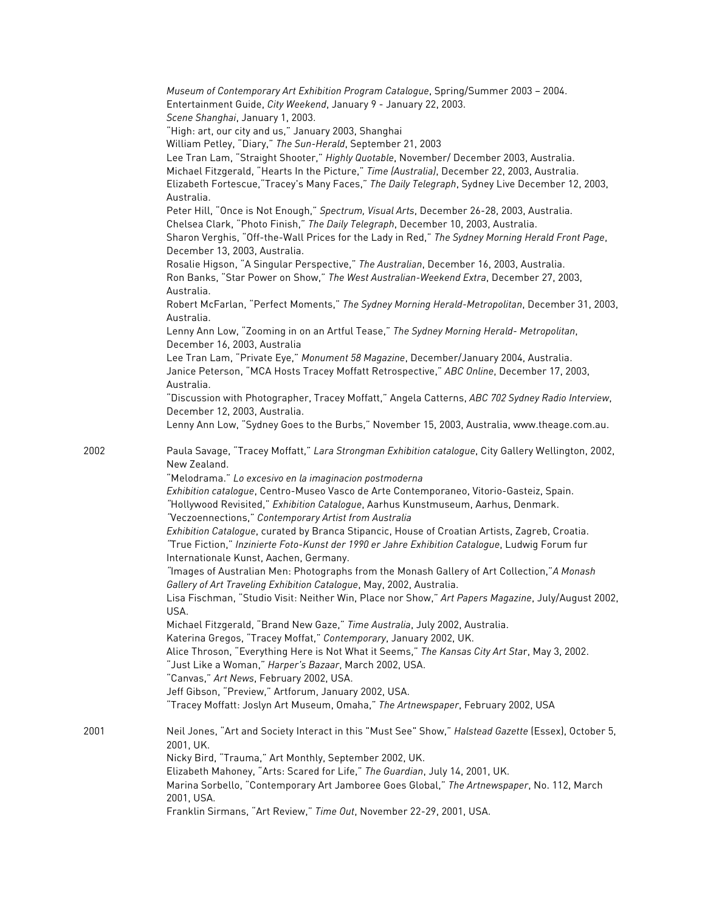*Museum of Contemporary Art Exhibition Program Catalogue*, Spring/Summer 2003 – 2004.
Entertainment Guide, *City Weekend*, January 9 - January 22, 2003.
*Scene Shanghai*, January 1, 2003.
"High: art, our city and us," January 2003, Shanghai
William Petley, "Diary," *The Sun-Herald*, September 21, 2003
Lee Tran Lam, "Straight Shooter," *Highly Quotable*, November/ December 2003, Australia.
Michael Fitzgerald, "Hearts In the Picture," *Time (Australia)*, December 22, 2003, Australia.
Elizabeth Fortescue,"Tracey's Many Faces," *The Daily Telegraph*, Sydney Live December 12, 2003, Australia.
Peter Hill, "Once is Not Enough," *Spectrum, Visual Arts*, December 26-28, 2003, Australia.
Chelsea Clark, "Photo Finish," *The Daily Telegraph*, December 10, 2003, Australia.
Sharon Verghis, "Off-the-Wall Prices for the Lady in Red," *The Sydney Morning Herald Front Page*, December 13, 2003, Australia.
Rosalie Higson, "A Singular Perspective," *The Australian*, December 16, 2003, Australia.
Ron Banks, "Star Power on Show," *The West Australian-Weekend Extra*, December 27, 2003, Australia.
Robert McFarlan, "Perfect Moments," *The Sydney Morning Herald-Metropolitan*, December 31, 2003, Australia.
Lenny Ann Low, "Zooming in on an Artful Tease," *The Sydney Morning Herald- Metropolitan*, December 16, 2003, Australia
Lee Tran Lam, "Private Eye," *Monument 58 Magazine*, December/January 2004, Australia.
Janice Peterson, "MCA Hosts Tracey Moffatt Retrospective," *ABC Online*, December 17, 2003, Australia.
"Discussion with Photographer, Tracey Moffatt," Angela Catterns, *ABC 702 Sydney Radio Interview*, December 12, 2003, Australia.
Lenny Ann Low, "Sydney Goes to the Burbs," November 15, 2003, Australia, www.theage.com.au.

2002

Paula Savage, "Tracey Moffatt," *Lara Strongman Exhibition catalogue*, City Gallery Wellington, 2002, New Zealand.
"Melodrama." *Lo excesivo en la imaginacion postmoderna*
*Exhibition catalogue*, Centro-Museo Vasco de Arte Contemporaneo, Vitorio-Gasteiz, Spain.
"Hollywood Revisited," *Exhibition Catalogue*, Aarhus Kunstmuseum, Aarhus, Denmark.
"Veczoennections," *Contemporary Artist from Australia*
*Exhibition Catalogue*, curated by Branca Stipancic, House of Croatian Artists, Zagreb, Croatia.
"True Fiction," *Inzinierte Foto-Kunst der 1990 er Jahre Exhibition Catalogue*, Ludwig Forum fur Internationale Kunst, Aachen, Germany.
"Images of Australian Men: Photographs from the Monash Gallery of Art Collection,"*A Monash Gallery of Art Traveling Exhibition Catalogue*, May, 2002, Australia.
Lisa Fischman, "Studio Visit: Neither Win, Place nor Show," *Art Papers Magazine*, July/August 2002, USA.
Michael Fitzgerald, "Brand New Gaze," *Time Australia*, July 2002, Australia.
Katerina Gregos, "Tracey Moffat," *Contemporary*, January 2002, UK.
Alice Throson, "Everything Here is Not What it Seems," *The Kansas City Art Sta*r, May 3, 2002.
"Just Like a Woman," *Harper's Bazaar*, March 2002, USA.
"Canvas," *Art News*, February 2002, USA.
Jeff Gibson, "Preview," Artforum, January 2002, USA.
"Tracey Moffatt: Joslyn Art Museum, Omaha," *The Artnewspaper*, February 2002, USA

2001

Neil Jones, "Art and Society Interact in this "Must See" Show," *Halstead Gazette* (Essex), October 5, 2001, UK.
Nicky Bird, "Trauma," Art Monthly, September 2002, UK.
Elizabeth Mahoney, "Arts: Scared for Life," *The Guardian*, July 14, 2001, UK.
Marina Sorbello, "Contemporary Art Jamboree Goes Global," *The Artnewspaper*, No. 112, March 2001, USA.
Franklin Sirmans, "Art Review," *Time Out*, November 22-29, 2001, USA.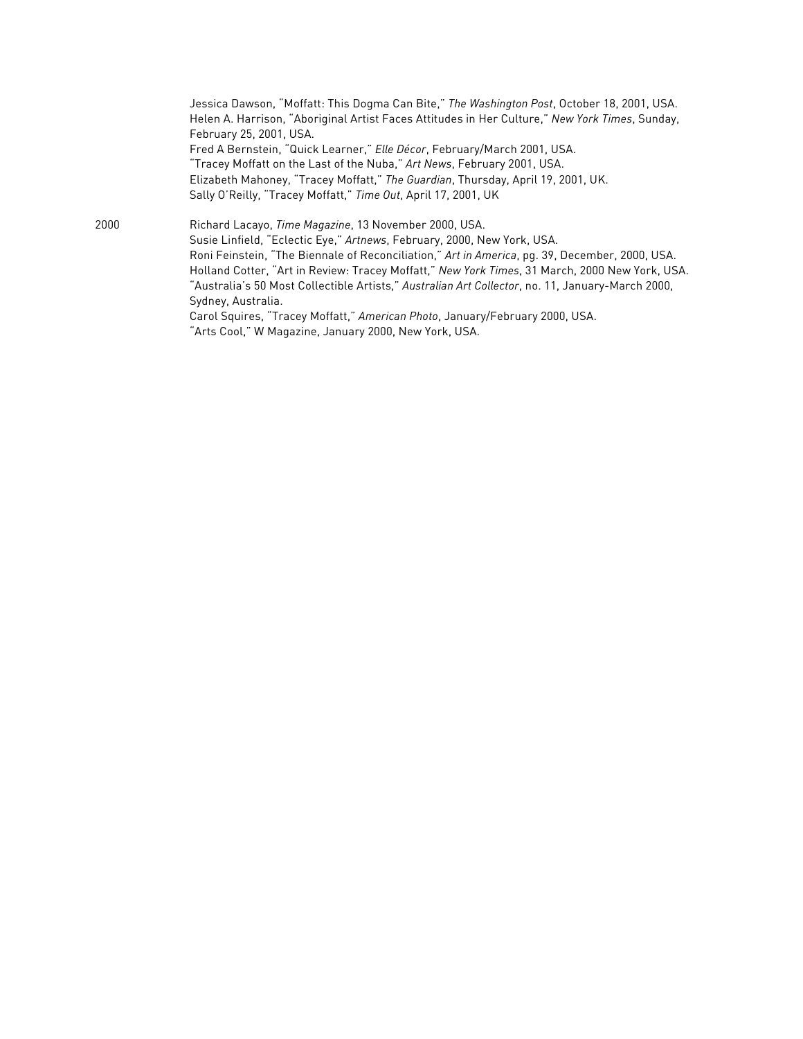Jessica Dawson, "Moffatt: This Dogma Can Bite," *The Washington Post*, October 18, 2001, USA.
Helen A. Harrison, "Aboriginal Artist Faces Attitudes in Her Culture," *New York Times*, Sunday, February 25, 2001, USA.
Fred A Bernstein, "Quick Learner," *Elle Décor*, February/March 2001, USA.
"Tracey Moffatt on the Last of the Nuba," *Art News*, February 2001, USA.
Elizabeth Mahoney, "Tracey Moffatt," *The Guardian*, Thursday, April 19, 2001, UK.
Sally O'Reilly, "Tracey Moffatt," *Time Out*, April 17, 2001, UK

2000

Richard Lacayo, *Time Magazine*, 13 November 2000, USA.
Susie Linfield, "Eclectic Eye," *Artnews*, February, 2000, New York, USA.
Roni Feinstein, "The Biennale of Reconciliation," *Art in America*, pg. 39, December, 2000, USA.
Holland Cotter, "Art in Review: Tracey Moffatt," *New York Times*, 31 March, 2000 New York, USA.
"Australia's 50 Most Collectible Artists," *Australian Art Collector*, no. 11, January-March 2000, Sydney, Australia.
Carol Squires, "Tracey Moffatt," *American Photo*, January/February 2000, USA.
"Arts Cool," W Magazine, January 2000, New York, USA.